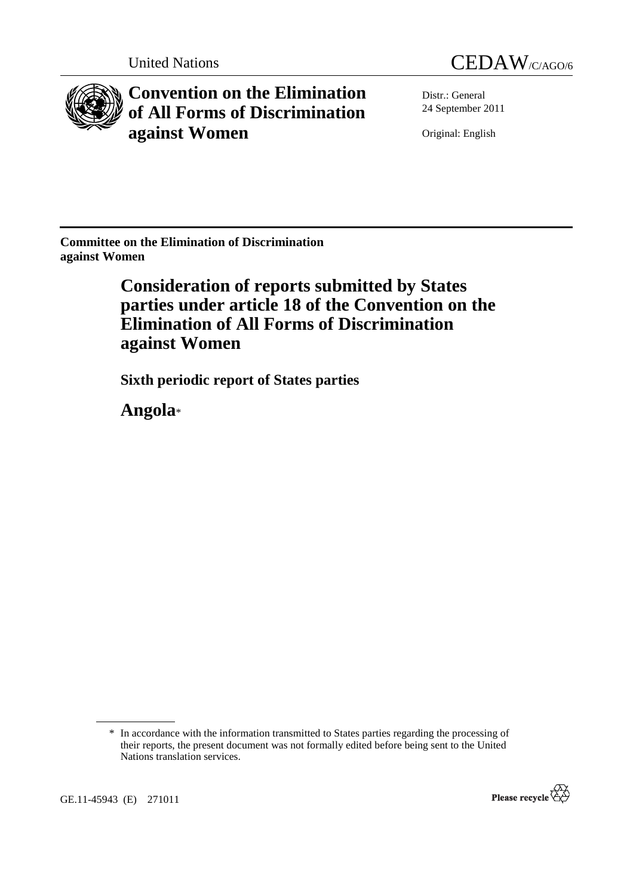United Nations

CEDAW/C/AGO/6

# Convention on the Elimination of All Forms of Discrimination against Women

Distr.: General
24 September 2011

Original: English

**Committee on the Elimination of Discrimination against Women**

## Consideration of reports submitted by States parties under article 18 of the Convention on the Elimination of All Forms of Discrimination against Women

### Sixth periodic report of States parties

## Angola*

---

\* In accordance with the information transmitted to States parties regarding the processing of their reports, the present document was not formally edited before being sent to the United Nations translation services.

GE.11-45943 (E) 271011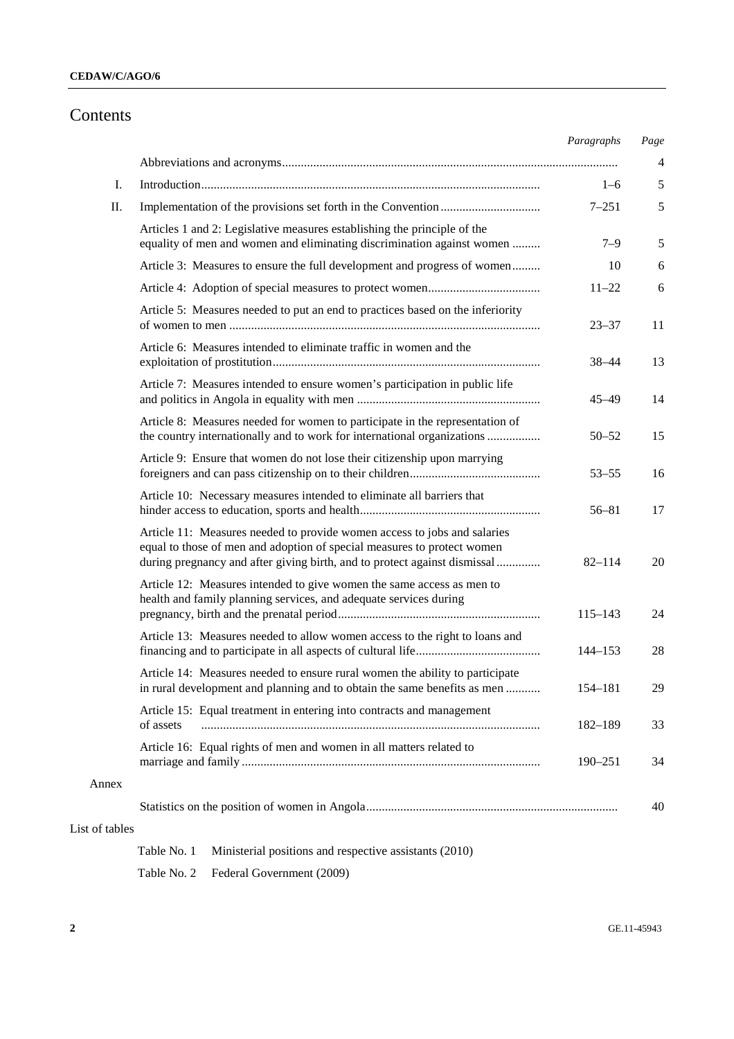# Contents

| | | *Paragraphs* | *Page* |
|---|---|---|---|
| | Abbreviations and acronyms | | 4 |
| I. | Introduction | 1–6 | 5 |
| II. | Implementation of the provisions set forth in the Convention | 7–251 | 5 |
| | Articles 1 and 2: Legislative measures establishing the principle of the equality of men and women and eliminating discrimination against women | 7–9 | 5 |
| | Article 3: Measures to ensure the full development and progress of women | 10 | 6 |
| | Article 4: Adoption of special measures to protect women | 11–22 | 6 |
| | Article 5: Measures needed to put an end to practices based on the inferiority of women to men | 23–37 | 11 |
| | Article 6: Measures intended to eliminate traffic in women and the exploitation of prostitution | 38–44 | 13 |
| | Article 7: Measures intended to ensure women's participation in public life and politics in Angola in equality with men | 45–49 | 14 |
| | Article 8: Measures needed for women to participate in the representation of the country internationally and to work for international organizations | 50–52 | 15 |
| | Article 9: Ensure that women do not lose their citizenship upon marrying foreigners and can pass citizenship on to their children | 53–55 | 16 |
| | Article 10: Necessary measures intended to eliminate all barriers that hinder access to education, sports and health | 56–81 | 17 |
| | Article 11: Measures needed to provide women access to jobs and salaries equal to those of men and adoption of special measures to protect women during pregnancy and after giving birth, and to protect against dismissal | 82–114 | 20 |
| | Article 12: Measures intended to give women the same access as men to health and family planning services, and adequate services during pregnancy, birth and the prenatal period | 115–143 | 24 |
| | Article 13: Measures needed to allow women access to the right to loans and financing and to participate in all aspects of cultural life | 144–153 | 28 |
| | Article 14: Measures needed to ensure rural women the ability to participate in rural development and planning and to obtain the same benefits as men | 154–181 | 29 |
| | Article 15: Equal treatment in entering into contracts and management of assets | 182–189 | 33 |
| | Article 16: Equal rights of men and women in all matters related to marriage and family | 190–251 | 34 |

Annex

| | |
|---|---|
| Statistics on the position of women in Angola | 40 |

List of tables

Table No. 1 Ministerial positions and respective assistants (2010)

Table No. 2 Federal Government (2009)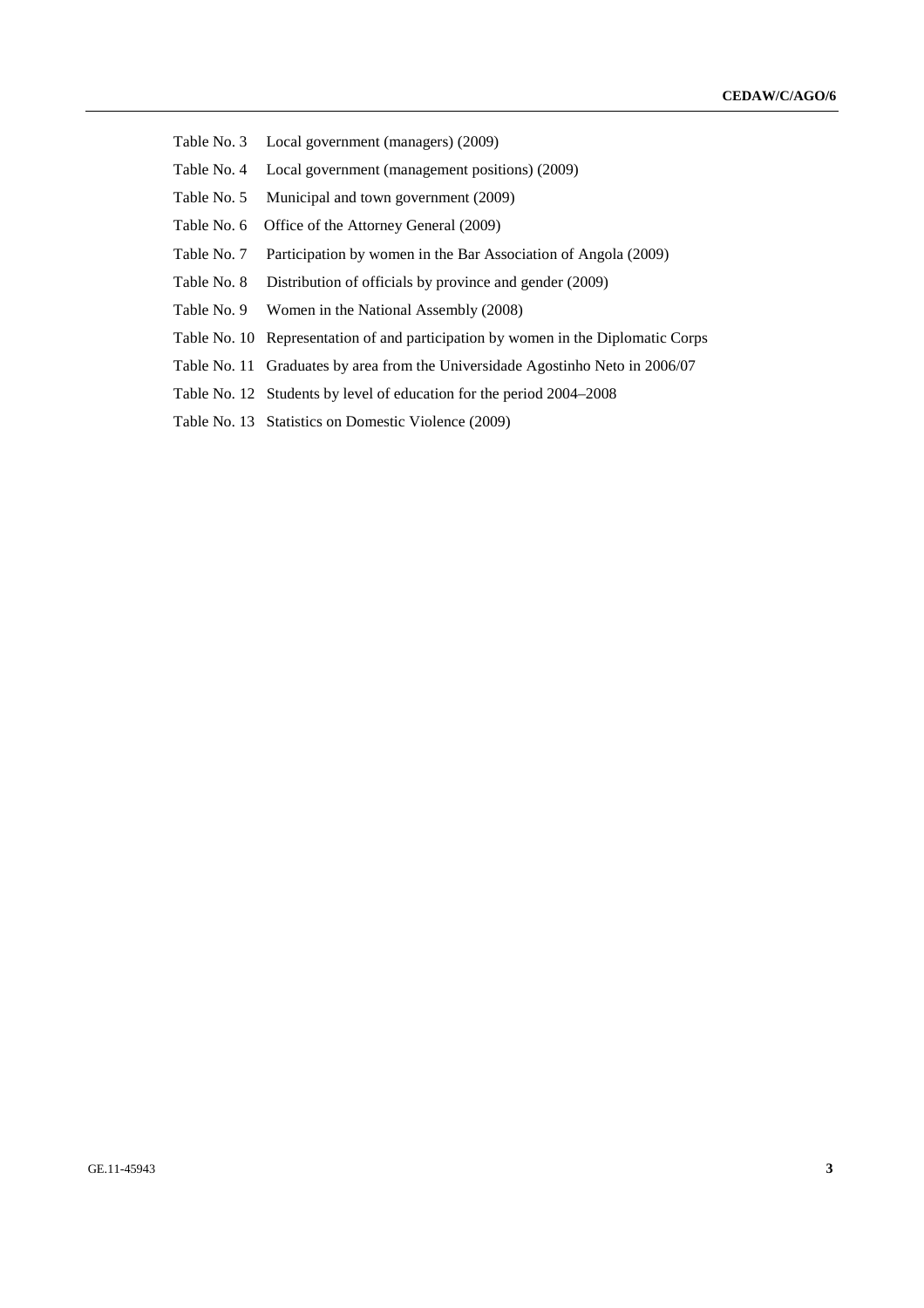Table No. 3 Local government (managers) (2009)

Table No. 4 Local government (management positions) (2009)

Table No. 5 Municipal and town government (2009)

Table No. 6 Office of the Attorney General (2009)

Table No. 7 Participation by women in the Bar Association of Angola (2009)

Table No. 8 Distribution of officials by province and gender (2009)

Table No. 9 Women in the National Assembly (2008)

Table No. 10 Representation of and participation by women in the Diplomatic Corps

Table No. 11 Graduates by area from the Universidade Agostinho Neto in 2006/07

Table No. 12 Students by level of education for the period 2004–2008

Table No. 13 Statistics on Domestic Violence (2009)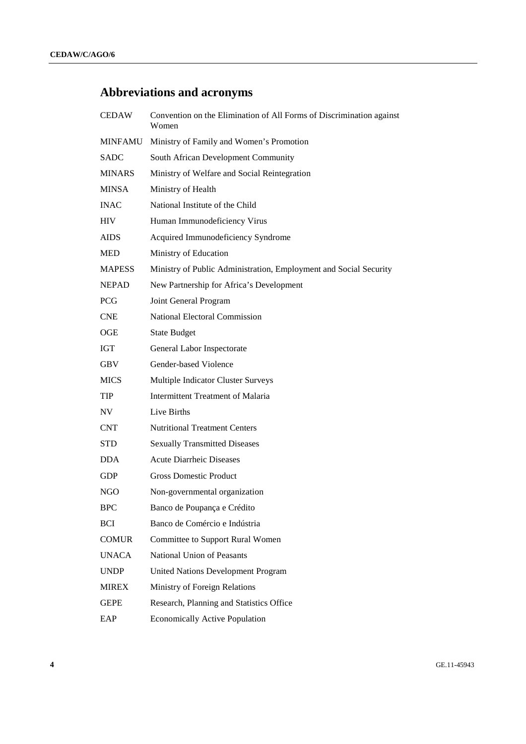# Abbreviations and acronyms

| | |
|---|---|
| CEDAW | Convention on the Elimination of All Forms of Discrimination against Women |
| MINFAMU | Ministry of Family and Women's Promotion |
| SADC | South African Development Community |
| MINARS | Ministry of Welfare and Social Reintegration |
| MINSA | Ministry of Health |
| INAC | National Institute of the Child |
| HIV | Human Immunodeficiency Virus |
| AIDS | Acquired Immunodeficiency Syndrome |
| MED | Ministry of Education |
| MAPESS | Ministry of Public Administration, Employment and Social Security |
| NEPAD | New Partnership for Africa's Development |
| PCG | Joint General Program |
| CNE | National Electoral Commission |
| OGE | State Budget |
| IGT | General Labor Inspectorate |
| GBV | Gender-based Violence |
| MICS | Multiple Indicator Cluster Surveys |
| TIP | Intermittent Treatment of Malaria |
| NV | Live Births |
| CNT | Nutritional Treatment Centers |
| STD | Sexually Transmitted Diseases |
| DDA | Acute Diarrheic Diseases |
| GDP | Gross Domestic Product |
| NGO | Non-governmental organization |
| BPC | Banco de Poupança e Crédito |
| BCI | Banco de Comércio e Indústria |
| COMUR | Committee to Support Rural Women |
| UNACA | National Union of Peasants |
| UNDP | United Nations Development Program |
| MIREX | Ministry of Foreign Relations |
| GEPE | Research, Planning and Statistics Office |
| EAP | Economically Active Population |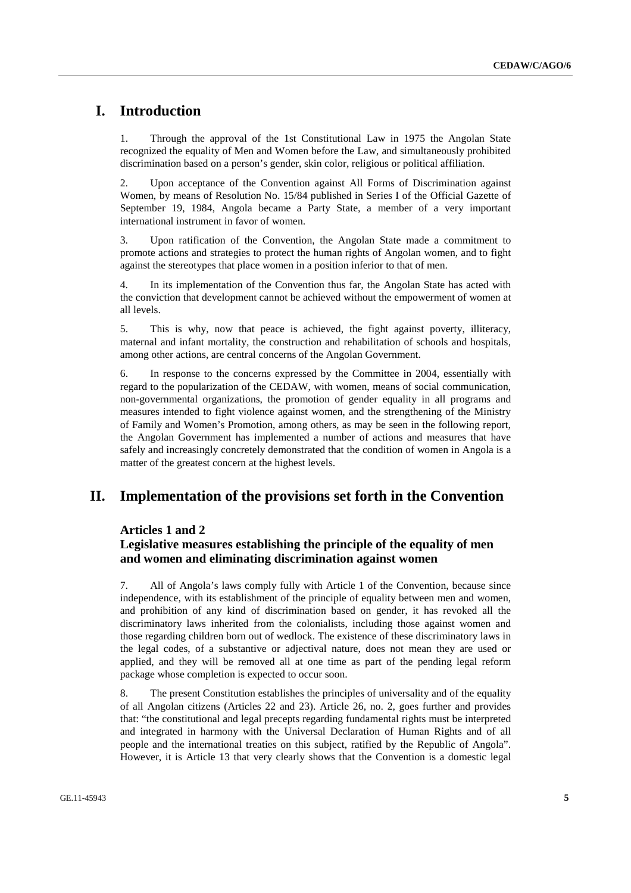# I. Introduction

1. Through the approval of the 1st Constitutional Law in 1975 the Angolan State recognized the equality of Men and Women before the Law, and simultaneously prohibited discrimination based on a person's gender, skin color, religious or political affiliation.

2. Upon acceptance of the Convention against All Forms of Discrimination against Women, by means of Resolution No. 15/84 published in Series I of the Official Gazette of September 19, 1984, Angola became a Party State, a member of a very important international instrument in favor of women.

3. Upon ratification of the Convention, the Angolan State made a commitment to promote actions and strategies to protect the human rights of Angolan women, and to fight against the stereotypes that place women in a position inferior to that of men.

4. In its implementation of the Convention thus far, the Angolan State has acted with the conviction that development cannot be achieved without the empowerment of women at all levels.

5. This is why, now that peace is achieved, the fight against poverty, illiteracy, maternal and infant mortality, the construction and rehabilitation of schools and hospitals, among other actions, are central concerns of the Angolan Government.

6. In response to the concerns expressed by the Committee in 2004, essentially with regard to the popularization of the CEDAW, with women, means of social communication, non-governmental organizations, the promotion of gender equality in all programs and measures intended to fight violence against women, and the strengthening of the Ministry of Family and Women's Promotion, among others, as may be seen in the following report, the Angolan Government has implemented a number of actions and measures that have safely and increasingly concretely demonstrated that the condition of women in Angola is a matter of the greatest concern at the highest levels.

# II. Implementation of the provisions set forth in the Convention

### Articles 1 and 2
### Legislative measures establishing the principle of the equality of men and women and eliminating discrimination against women

7. All of Angola's laws comply fully with Article 1 of the Convention, because since independence, with its establishment of the principle of equality between men and women, and prohibition of any kind of discrimination based on gender, it has revoked all the discriminatory laws inherited from the colonialists, including those against women and those regarding children born out of wedlock. The existence of these discriminatory laws in the legal codes, of a substantive or adjectival nature, does not mean they are used or applied, and they will be removed all at one time as part of the pending legal reform package whose completion is expected to occur soon.

8. The present Constitution establishes the principles of universality and of the equality of all Angolan citizens (Articles 22 and 23). Article 26, no. 2, goes further and provides that: "the constitutional and legal precepts regarding fundamental rights must be interpreted and integrated in harmony with the Universal Declaration of Human Rights and of all people and the international treaties on this subject, ratified by the Republic of Angola". However, it is Article 13 that very clearly shows that the Convention is a domestic legal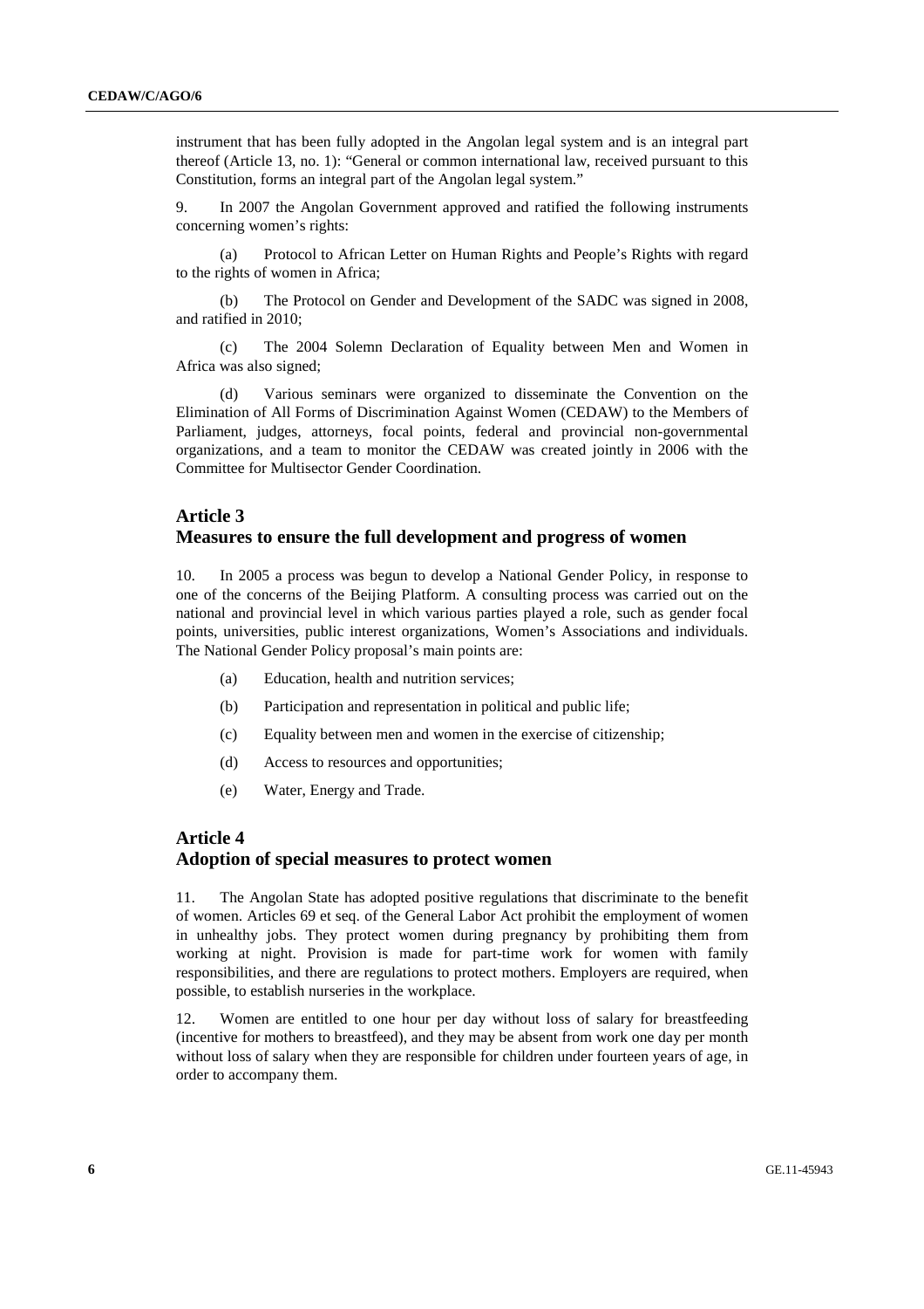instrument that has been fully adopted in the Angolan legal system and is an integral part thereof (Article 13, no. 1): "General or common international law, received pursuant to this Constitution, forms an integral part of the Angolan legal system."

9. In 2007 the Angolan Government approved and ratified the following instruments concerning women's rights:

(a) Protocol to African Letter on Human Rights and People's Rights with regard to the rights of women in Africa;

(b) The Protocol on Gender and Development of the SADC was signed in 2008, and ratified in 2010;

(c) The 2004 Solemn Declaration of Equality between Men and Women in Africa was also signed;

(d) Various seminars were organized to disseminate the Convention on the Elimination of All Forms of Discrimination Against Women (CEDAW) to the Members of Parliament, judges, attorneys, focal points, federal and provincial non-governmental organizations, and a team to monitor the CEDAW was created jointly in 2006 with the Committee for Multisector Gender Coordination.

## Article 3
## Measures to ensure the full development and progress of women

10. In 2005 a process was begun to develop a National Gender Policy, in response to one of the concerns of the Beijing Platform. A consulting process was carried out on the national and provincial level in which various parties played a role, such as gender focal points, universities, public interest organizations, Women's Associations and individuals. The National Gender Policy proposal's main points are:

(a) Education, health and nutrition services;

(b) Participation and representation in political and public life;

(c) Equality between men and women in the exercise of citizenship;

(d) Access to resources and opportunities;

(e) Water, Energy and Trade.

## Article 4
## Adoption of special measures to protect women

11. The Angolan State has adopted positive regulations that discriminate to the benefit of women. Articles 69 et seq. of the General Labor Act prohibit the employment of women in unhealthy jobs. They protect women during pregnancy by prohibiting them from working at night. Provision is made for part-time work for women with family responsibilities, and there are regulations to protect mothers. Employers are required, when possible, to establish nurseries in the workplace.

12. Women are entitled to one hour per day without loss of salary for breastfeeding (incentive for mothers to breastfeed), and they may be absent from work one day per month without loss of salary when they are responsible for children under fourteen years of age, in order to accompany them.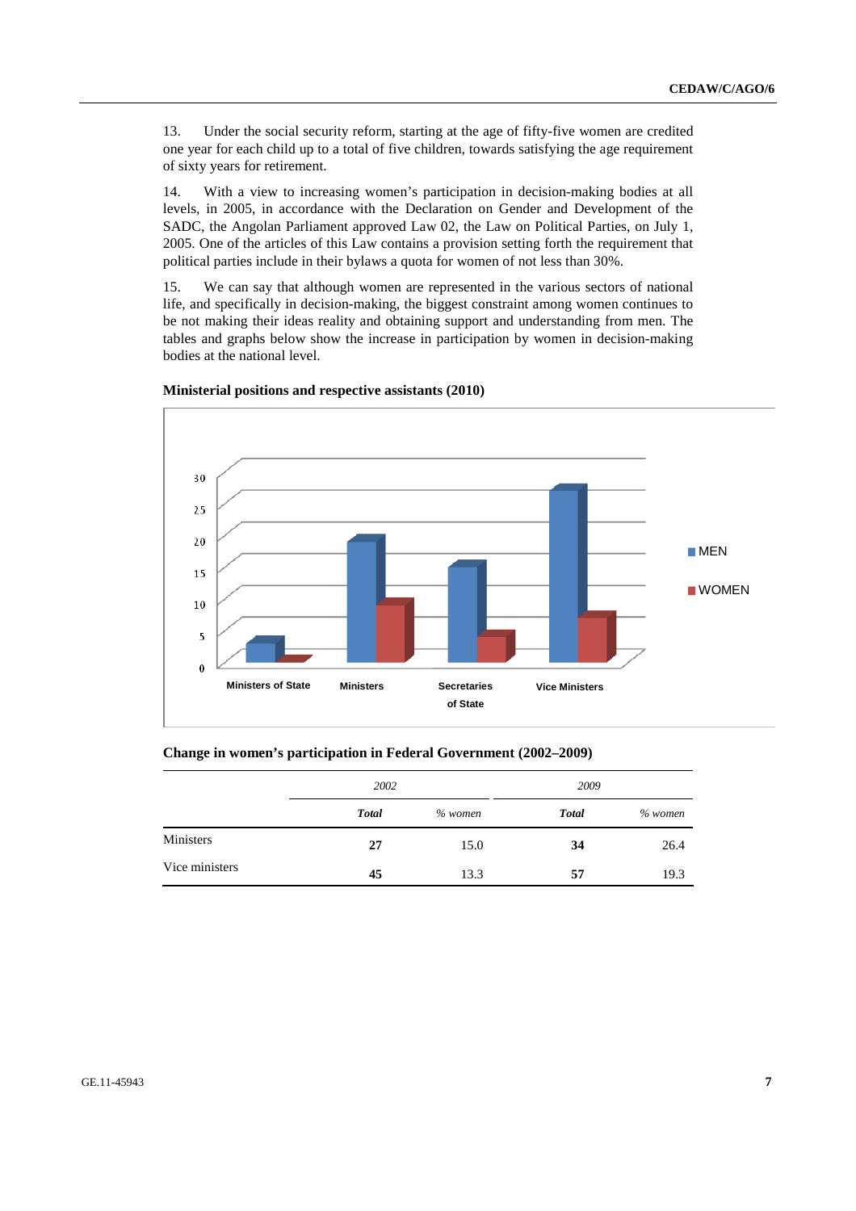13. Under the social security reform, starting at the age of fifty-five women are credited one year for each child up to a total of five children, towards satisfying the age requirement of sixty years for retirement.

14. With a view to increasing women's participation in decision-making bodies at all levels, in 2005, in accordance with the Declaration on Gender and Development of the SADC, the Angolan Parliament approved Law 02, the Law on Political Parties, on July 1, 2005. One of the articles of this Law contains a provision setting forth the requirement that political parties include in their bylaws a quota for women of not less than 30%.

15. We can say that although women are represented in the various sectors of national life, and specifically in decision-making, the biggest constraint among women continues to be not making their ideas reality and obtaining support and understanding from men. The tables and graphs below show the increase in participation by women in decision-making bodies at the national level.

**Ministerial positions and respective assistants (2010)**

| | MEN | WOMEN |
|---|---|---|
| Ministers of State | 3 | 0 |
| Ministers | 19 | 9 |
| Secretaries of State | 15 | 4 |
| Vice Ministers | 27 | 7 |

**Change in women's participation in Federal Government (2002–2009)**

| | *2002* | | *2009* | |
|---|---|---|---|---|
| | ***Total*** | *% women* | ***Total*** | *% women* |
| Ministers | **27** | 15.0 | **34** | 26.4 |
| Vice ministers | **45** | 13.3 | **57** | 19.3 |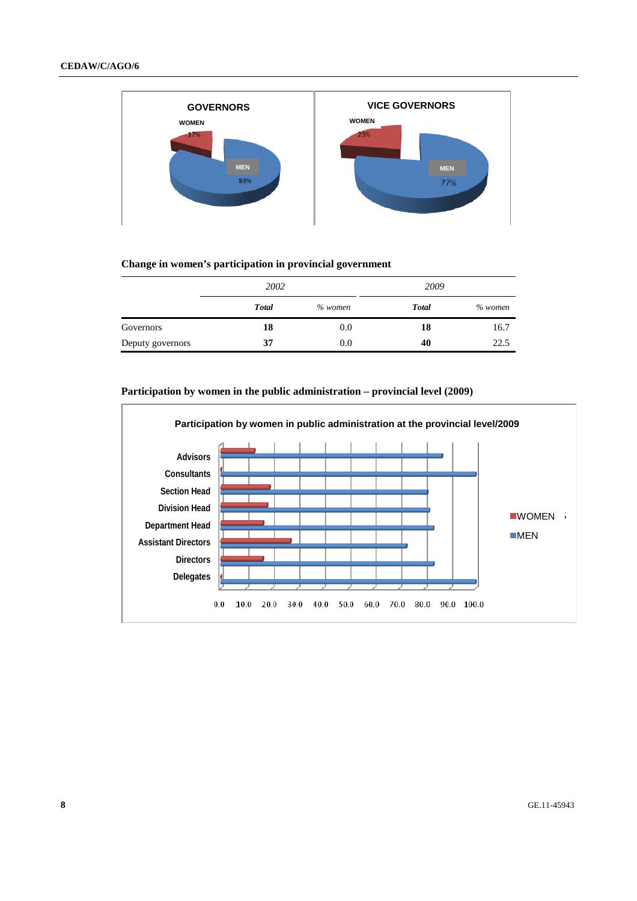GOVERNORS

WOMEN 17%

MEN 83%

VICE GOVERNORS

WOMEN 23%

MEN 77%

**Change in women's participation in provincial government**

| | *2002* | | *2009* | |
|---|---|---|---|---|
| | ***Total*** | *% women* | ***Total*** | *% women* |
| Governors | **18** | 0.0 | **18** | 16.7 |
| Deputy governors | **37** | 0.0 | **40** | 22.5 |

**Participation by women in the public administration – provincial level (2009)**

Participation by women in public administration at the provincial level/2009

Advisors
Consultants
Section Head
Division Head
Department Head
Assistant Directors
Directors
Delegates

0.0 10.0 20.0 30.0 40.0 50.0 60.0 70.0 80.0 90.0 100.0

WOMEN
MEN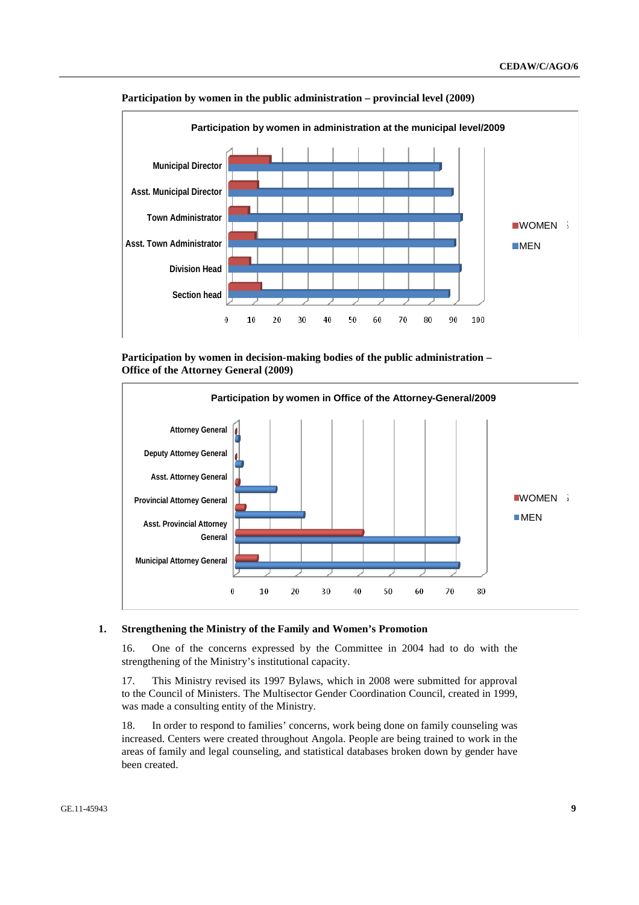**Participation by women in the public administration – provincial level (2009)**

Participation by women in administration at the municipal level/2009

**Participation by women in decision-making bodies of the public administration – Office of the Attorney General (2009)**

Participation by women in Office of the Attorney-General/2009

### 1. Strengthening the Ministry of the Family and Women's Promotion

16. One of the concerns expressed by the Committee in 2004 had to do with the strengthening of the Ministry's institutional capacity.

17. This Ministry revised its 1997 Bylaws, which in 2008 were submitted for approval to the Council of Ministers. The Multisector Gender Coordination Council, created in 1999, was made a consulting entity of the Ministry.

18. In order to respond to families' concerns, work being done on family counseling was increased. Centers were created throughout Angola. People are being trained to work in the areas of family and legal counseling, and statistical databases broken down by gender have been created.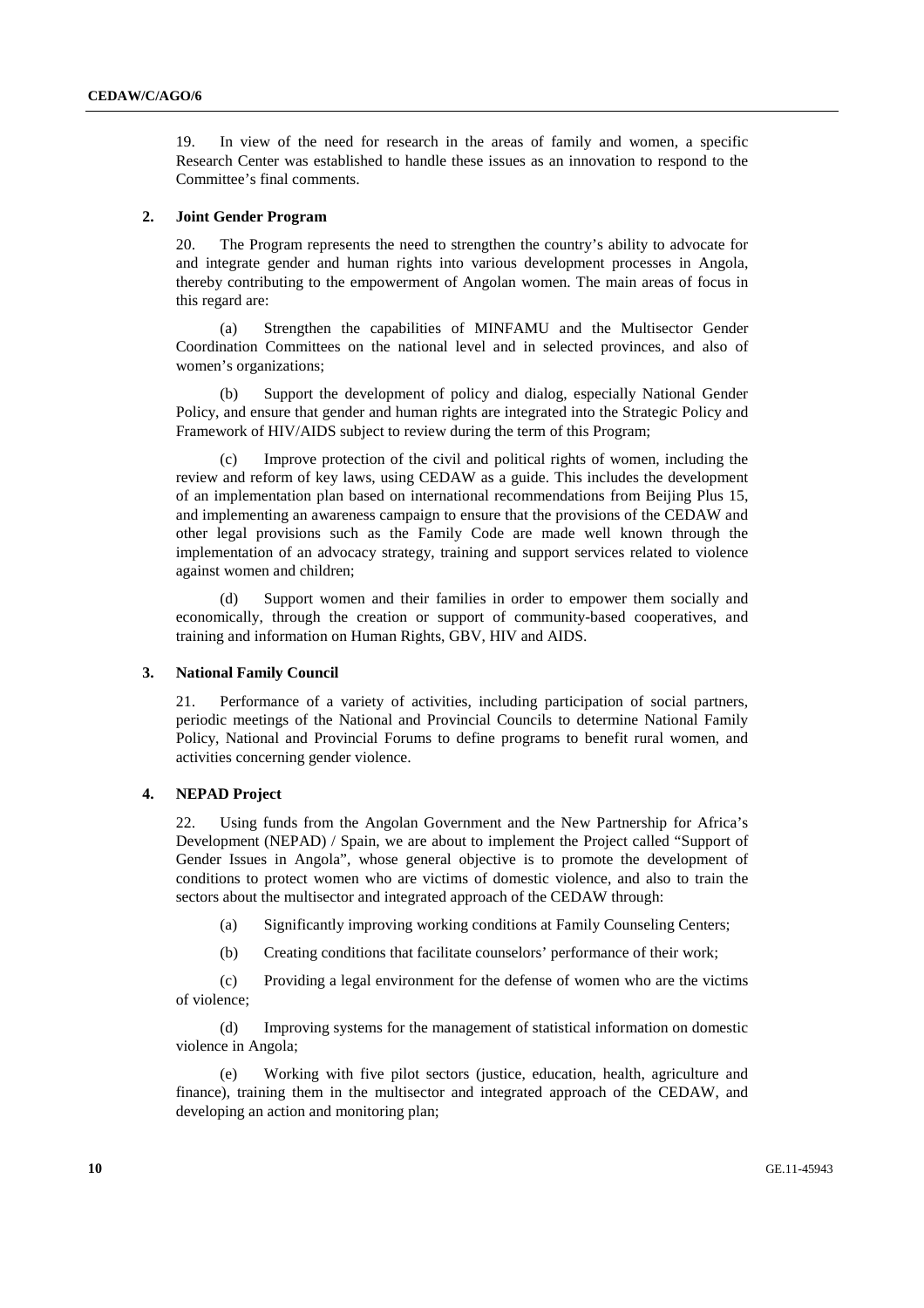19. In view of the need for research in the areas of family and women, a specific Research Center was established to handle these issues as an innovation to respond to the Committee's final comments.

### 2. Joint Gender Program

20. The Program represents the need to strengthen the country's ability to advocate for and integrate gender and human rights into various development processes in Angola, thereby contributing to the empowerment of Angolan women. The main areas of focus in this regard are:

(a) Strengthen the capabilities of MINFAMU and the Multisector Gender Coordination Committees on the national level and in selected provinces, and also of women's organizations;

(b) Support the development of policy and dialog, especially National Gender Policy, and ensure that gender and human rights are integrated into the Strategic Policy and Framework of HIV/AIDS subject to review during the term of this Program;

(c) Improve protection of the civil and political rights of women, including the review and reform of key laws, using CEDAW as a guide. This includes the development of an implementation plan based on international recommendations from Beijing Plus 15, and implementing an awareness campaign to ensure that the provisions of the CEDAW and other legal provisions such as the Family Code are made well known through the implementation of an advocacy strategy, training and support services related to violence against women and children;

(d) Support women and their families in order to empower them socially and economically, through the creation or support of community-based cooperatives, and training and information on Human Rights, GBV, HIV and AIDS.

### 3. National Family Council

21. Performance of a variety of activities, including participation of social partners, periodic meetings of the National and Provincial Councils to determine National Family Policy, National and Provincial Forums to define programs to benefit rural women, and activities concerning gender violence.

### 4. NEPAD Project

22. Using funds from the Angolan Government and the New Partnership for Africa's Development (NEPAD) / Spain, we are about to implement the Project called "Support of Gender Issues in Angola", whose general objective is to promote the development of conditions to protect women who are victims of domestic violence, and also to train the sectors about the multisector and integrated approach of the CEDAW through:

(a) Significantly improving working conditions at Family Counseling Centers;

(b) Creating conditions that facilitate counselors' performance of their work;

(c) Providing a legal environment for the defense of women who are the victims of violence;

(d) Improving systems for the management of statistical information on domestic violence in Angola;

(e) Working with five pilot sectors (justice, education, health, agriculture and finance), training them in the multisector and integrated approach of the CEDAW, and developing an action and monitoring plan;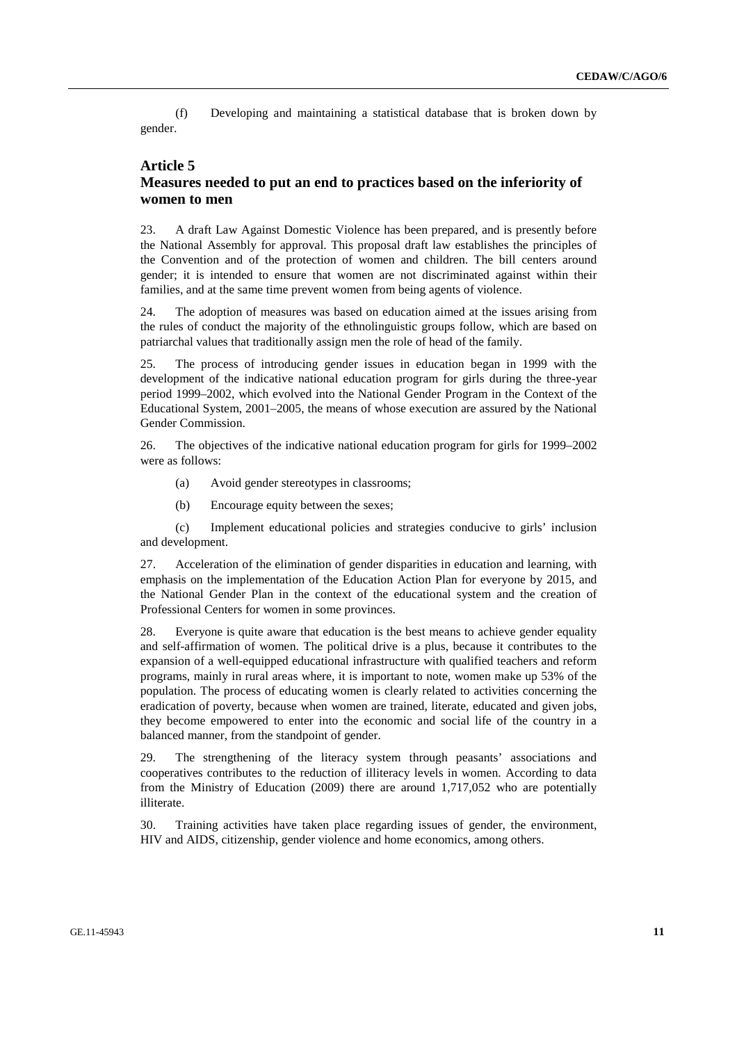(f) Developing and maintaining a statistical database that is broken down by gender.

## Article 5
## Measures needed to put an end to practices based on the inferiority of women to men

23. A draft Law Against Domestic Violence has been prepared, and is presently before the National Assembly for approval. This proposal draft law establishes the principles of the Convention and of the protection of women and children. The bill centers around gender; it is intended to ensure that women are not discriminated against within their families, and at the same time prevent women from being agents of violence.

24. The adoption of measures was based on education aimed at the issues arising from the rules of conduct the majority of the ethnolinguistic groups follow, which are based on patriarchal values that traditionally assign men the role of head of the family.

25. The process of introducing gender issues in education began in 1999 with the development of the indicative national education program for girls during the three-year period 1999–2002, which evolved into the National Gender Program in the Context of the Educational System, 2001–2005, the means of whose execution are assured by the National Gender Commission.

26. The objectives of the indicative national education program for girls for 1999–2002 were as follows:

(a) Avoid gender stereotypes in classrooms;

(b) Encourage equity between the sexes;

(c) Implement educational policies and strategies conducive to girls' inclusion and development.

27. Acceleration of the elimination of gender disparities in education and learning, with emphasis on the implementation of the Education Action Plan for everyone by 2015, and the National Gender Plan in the context of the educational system and the creation of Professional Centers for women in some provinces.

28. Everyone is quite aware that education is the best means to achieve gender equality and self-affirmation of women. The political drive is a plus, because it contributes to the expansion of a well-equipped educational infrastructure with qualified teachers and reform programs, mainly in rural areas where, it is important to note, women make up 53% of the population. The process of educating women is clearly related to activities concerning the eradication of poverty, because when women are trained, literate, educated and given jobs, they become empowered to enter into the economic and social life of the country in a balanced manner, from the standpoint of gender.

29. The strengthening of the literacy system through peasants' associations and cooperatives contributes to the reduction of illiteracy levels in women. According to data from the Ministry of Education (2009) there are around 1,717,052 who are potentially illiterate.

30. Training activities have taken place regarding issues of gender, the environment, HIV and AIDS, citizenship, gender violence and home economics, among others.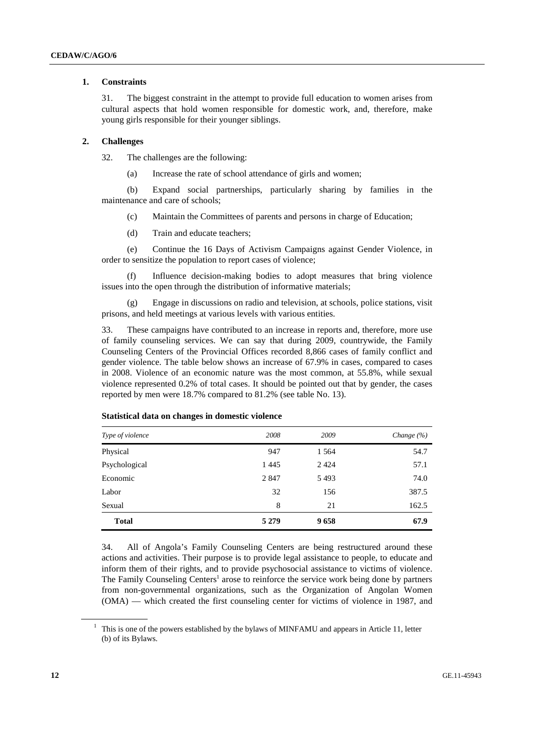### 1. Constraints

31. The biggest constraint in the attempt to provide full education to women arises from cultural aspects that hold women responsible for domestic work, and, therefore, make young girls responsible for their younger siblings.

### 2. Challenges

32. The challenges are the following:

(a) Increase the rate of school attendance of girls and women;

(b) Expand social partnerships, particularly sharing by families in the maintenance and care of schools;

(c) Maintain the Committees of parents and persons in charge of Education;

(d) Train and educate teachers;

(e) Continue the 16 Days of Activism Campaigns against Gender Violence, in order to sensitize the population to report cases of violence;

(f) Influence decision-making bodies to adopt measures that bring violence issues into the open through the distribution of informative materials;

(g) Engage in discussions on radio and television, at schools, police stations, visit prisons, and held meetings at various levels with various entities.

33. These campaigns have contributed to an increase in reports and, therefore, more use of family counseling services. We can say that during 2009, countrywide, the Family Counseling Centers of the Provincial Offices recorded 8,866 cases of family conflict and gender violence. The table below shows an increase of 67.9% in cases, compared to cases in 2008. Violence of an economic nature was the most common, at 55.8%, while sexual violence represented 0.2% of total cases. It should be pointed out that by gender, the cases reported by men were 18.7% compared to 81.2% (see table No. 13).

**Statistical data on changes in domestic violence**

| *Type of violence* | *2008* | *2009* | *Change (%)* |
|---|---|---|---|
| Physical | 947 | 1 564 | 54.7 |
| Psychological | 1 445 | 2 424 | 57.1 |
| Economic | 2 847 | 5 493 | 74.0 |
| Labor | 32 | 156 | 387.5 |
| Sexual | 8 | 21 | 162.5 |
| **Total** | **5 279** | **9 658** | **67.9** |

34. All of Angola's Family Counseling Centers are being restructured around these actions and activities. Their purpose is to provide legal assistance to people, to educate and inform them of their rights, and to provide psychosocial assistance to victims of violence. The Family Counseling Centers[1] arose to reinforce the service work being done by partners from non-governmental organizations, such as the Organization of Angolan Women (OMA) — which created the first counseling center for victims of violence in 1987, and

[1] This is one of the powers established by the bylaws of MINFAMU and appears in Article 11, letter (b) of its Bylaws.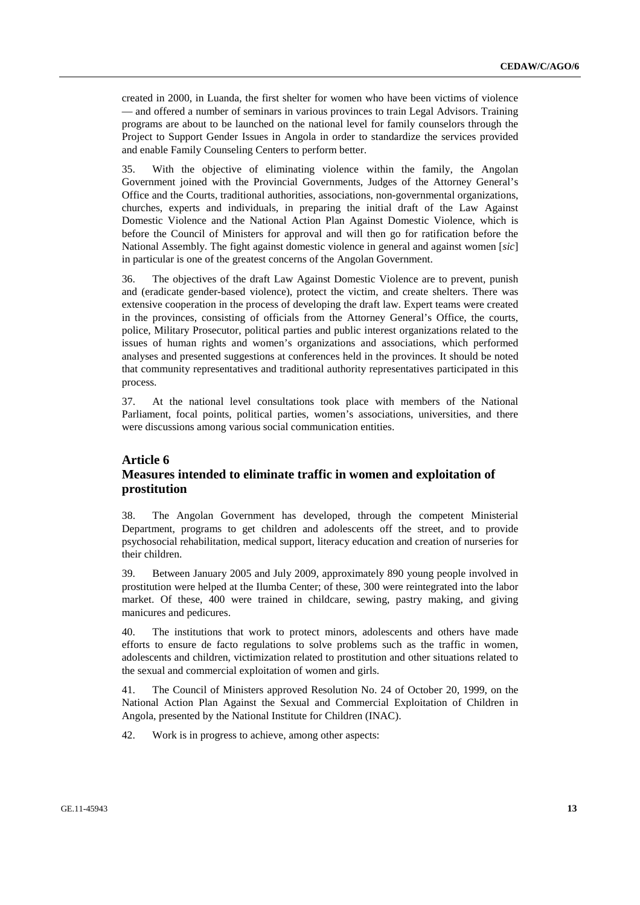created in 2000, in Luanda, the first shelter for women who have been victims of violence — and offered a number of seminars in various provinces to train Legal Advisors. Training programs are about to be launched on the national level for family counselors through the Project to Support Gender Issues in Angola in order to standardize the services provided and enable Family Counseling Centers to perform better.

35. With the objective of eliminating violence within the family, the Angolan Government joined with the Provincial Governments, Judges of the Attorney General's Office and the Courts, traditional authorities, associations, non-governmental organizations, churches, experts and individuals, in preparing the initial draft of the Law Against Domestic Violence and the National Action Plan Against Domestic Violence, which is before the Council of Ministers for approval and will then go for ratification before the National Assembly. The fight against domestic violence in general and against women [*sic*] in particular is one of the greatest concerns of the Angolan Government.

36. The objectives of the draft Law Against Domestic Violence are to prevent, punish and (eradicate gender-based violence), protect the victim, and create shelters. There was extensive cooperation in the process of developing the draft law. Expert teams were created in the provinces, consisting of officials from the Attorney General's Office, the courts, police, Military Prosecutor, political parties and public interest organizations related to the issues of human rights and women's organizations and associations, which performed analyses and presented suggestions at conferences held in the provinces. It should be noted that community representatives and traditional authority representatives participated in this process.

37. At the national level consultations took place with members of the National Parliament, focal points, political parties, women's associations, universities, and there were discussions among various social communication entities.

## Article 6
## Measures intended to eliminate traffic in women and exploitation of prostitution

38. The Angolan Government has developed, through the competent Ministerial Department, programs to get children and adolescents off the street, and to provide psychosocial rehabilitation, medical support, literacy education and creation of nurseries for their children.

39. Between January 2005 and July 2009, approximately 890 young people involved in prostitution were helped at the Ilumba Center; of these, 300 were reintegrated into the labor market. Of these, 400 were trained in childcare, sewing, pastry making, and giving manicures and pedicures.

40. The institutions that work to protect minors, adolescents and others have made efforts to ensure de facto regulations to solve problems such as the traffic in women, adolescents and children, victimization related to prostitution and other situations related to the sexual and commercial exploitation of women and girls.

41. The Council of Ministers approved Resolution No. 24 of October 20, 1999, on the National Action Plan Against the Sexual and Commercial Exploitation of Children in Angola, presented by the National Institute for Children (INAC).

42. Work is in progress to achieve, among other aspects: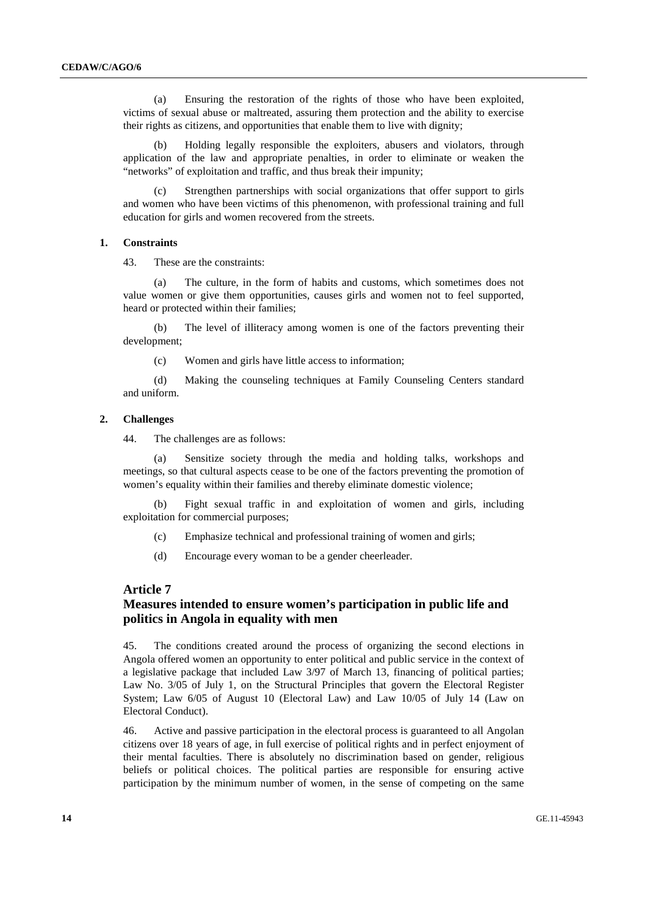(a) Ensuring the restoration of the rights of those who have been exploited, victims of sexual abuse or maltreated, assuring them protection and the ability to exercise their rights as citizens, and opportunities that enable them to live with dignity;

(b) Holding legally responsible the exploiters, abusers and violators, through application of the law and appropriate penalties, in order to eliminate or weaken the "networks" of exploitation and traffic, and thus break their impunity;

(c) Strengthen partnerships with social organizations that offer support to girls and women who have been victims of this phenomenon, with professional training and full education for girls and women recovered from the streets.

### 1. Constraints

43. These are the constraints:

(a) The culture, in the form of habits and customs, which sometimes does not value women or give them opportunities, causes girls and women not to feel supported, heard or protected within their families;

(b) The level of illiteracy among women is one of the factors preventing their development;

(c) Women and girls have little access to information;

(d) Making the counseling techniques at Family Counseling Centers standard and uniform.

### 2. Challenges

44. The challenges are as follows:

(a) Sensitize society through the media and holding talks, workshops and meetings, so that cultural aspects cease to be one of the factors preventing the promotion of women's equality within their families and thereby eliminate domestic violence;

(b) Fight sexual traffic in and exploitation of women and girls, including exploitation for commercial purposes;

(c) Emphasize technical and professional training of women and girls;

(d) Encourage every woman to be a gender cheerleader.

## Article 7
## Measures intended to ensure women's participation in public life and politics in Angola in equality with men

45. The conditions created around the process of organizing the second elections in Angola offered women an opportunity to enter political and public service in the context of a legislative package that included Law 3/97 of March 13, financing of political parties; Law No. 3/05 of July 1, on the Structural Principles that govern the Electoral Register System; Law 6/05 of August 10 (Electoral Law) and Law 10/05 of July 14 (Law on Electoral Conduct).

46. Active and passive participation in the electoral process is guaranteed to all Angolan citizens over 18 years of age, in full exercise of political rights and in perfect enjoyment of their mental faculties. There is absolutely no discrimination based on gender, religious beliefs or political choices. The political parties are responsible for ensuring active participation by the minimum number of women, in the sense of competing on the same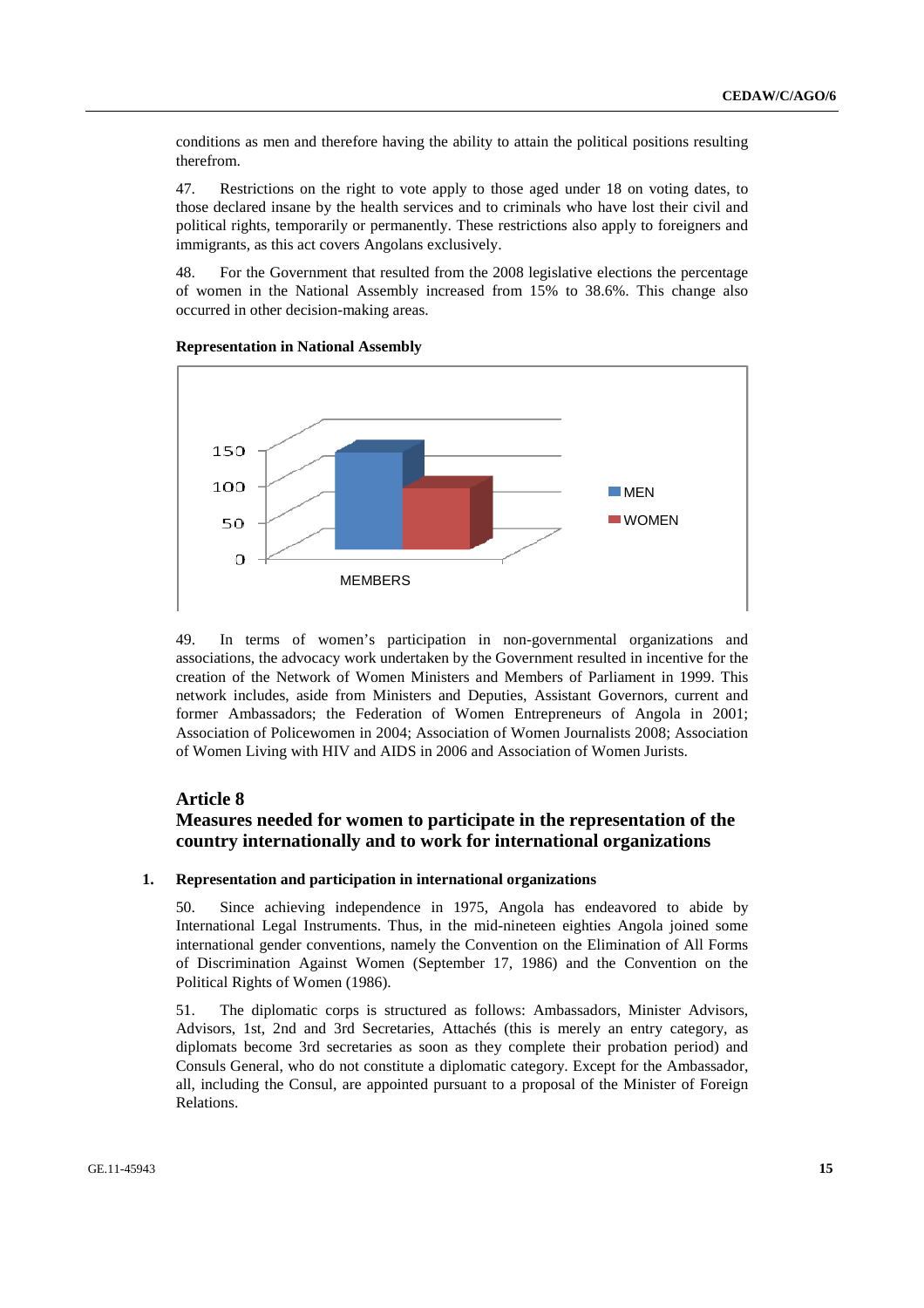conditions as men and therefore having the ability to attain the political positions resulting therefrom.

47. Restrictions on the right to vote apply to those aged under 18 on voting dates, to those declared insane by the health services and to criminals who have lost their civil and political rights, temporarily or permanently. These restrictions also apply to foreigners and immigrants, as this act covers Angolans exclusively.

48. For the Government that resulted from the 2008 legislative elections the percentage of women in the National Assembly increased from 15% to 38.6%. This change also occurred in other decision-making areas.

**Representation in National Assembly**

49. In terms of women's participation in non-governmental organizations and associations, the advocacy work undertaken by the Government resulted in incentive for the creation of the Network of Women Ministers and Members of Parliament in 1999. This network includes, aside from Ministers and Deputies, Assistant Governors, current and former Ambassadors; the Federation of Women Entrepreneurs of Angola in 2001; Association of Policewomen in 2004; Association of Women Journalists 2008; Association of Women Living with HIV and AIDS in 2006 and Association of Women Jurists.

## Article 8

## Measures needed for women to participate in the representation of the country internationally and to work for international organizations

### 1. Representation and participation in international organizations

50. Since achieving independence in 1975, Angola has endeavored to abide by International Legal Instruments. Thus, in the mid-nineteen eighties Angola joined some international gender conventions, namely the Convention on the Elimination of All Forms of Discrimination Against Women (September 17, 1986) and the Convention on the Political Rights of Women (1986).

51. The diplomatic corps is structured as follows: Ambassadors, Minister Advisors, Advisors, 1st, 2nd and 3rd Secretaries, Attachés (this is merely an entry category, as diplomats become 3rd secretaries as soon as they complete their probation period) and Consuls General, who do not constitute a diplomatic category. Except for the Ambassador, all, including the Consul, are appointed pursuant to a proposal of the Minister of Foreign Relations.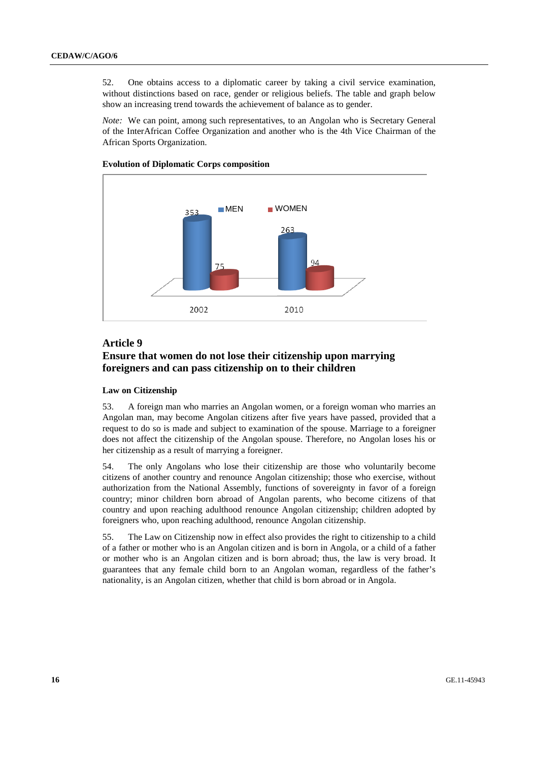52. One obtains access to a diplomatic career by taking a civil service examination, without distinctions based on race, gender or religious beliefs. The table and graph below show an increasing trend towards the achievement of balance as to gender.

*Note:* We can point, among such representatives, to an Angolan who is Secretary General of the InterAfrican Coffee Organization and another who is the 4th Vice Chairman of the African Sports Organization.

**Evolution of Diplomatic Corps composition**

| | MEN | WOMEN |
|---|---|---|
| 2002 | 353 | 75 |
| 2010 | 263 | 94 |

## Article 9
## Ensure that women do not lose their citizenship upon marrying foreigners and can pass citizenship on to their children

**Law on Citizenship**

53. A foreign man who marries an Angolan women, or a foreign woman who marries an Angolan man, may become Angolan citizens after five years have passed, provided that a request to do so is made and subject to examination of the spouse. Marriage to a foreigner does not affect the citizenship of the Angolan spouse. Therefore, no Angolan loses his or her citizenship as a result of marrying a foreigner.

54. The only Angolans who lose their citizenship are those who voluntarily become citizens of another country and renounce Angolan citizenship; those who exercise, without authorization from the National Assembly, functions of sovereignty in favor of a foreign country; minor children born abroad of Angolan parents, who become citizens of that country and upon reaching adulthood renounce Angolan citizenship; children adopted by foreigners who, upon reaching adulthood, renounce Angolan citizenship.

55. The Law on Citizenship now in effect also provides the right to citizenship to a child of a father or mother who is an Angolan citizen and is born in Angola, or a child of a father or mother who is an Angolan citizen and is born abroad; thus, the law is very broad. It guarantees that any female child born to an Angolan woman, regardless of the father's nationality, is an Angolan citizen, whether that child is born abroad or in Angola.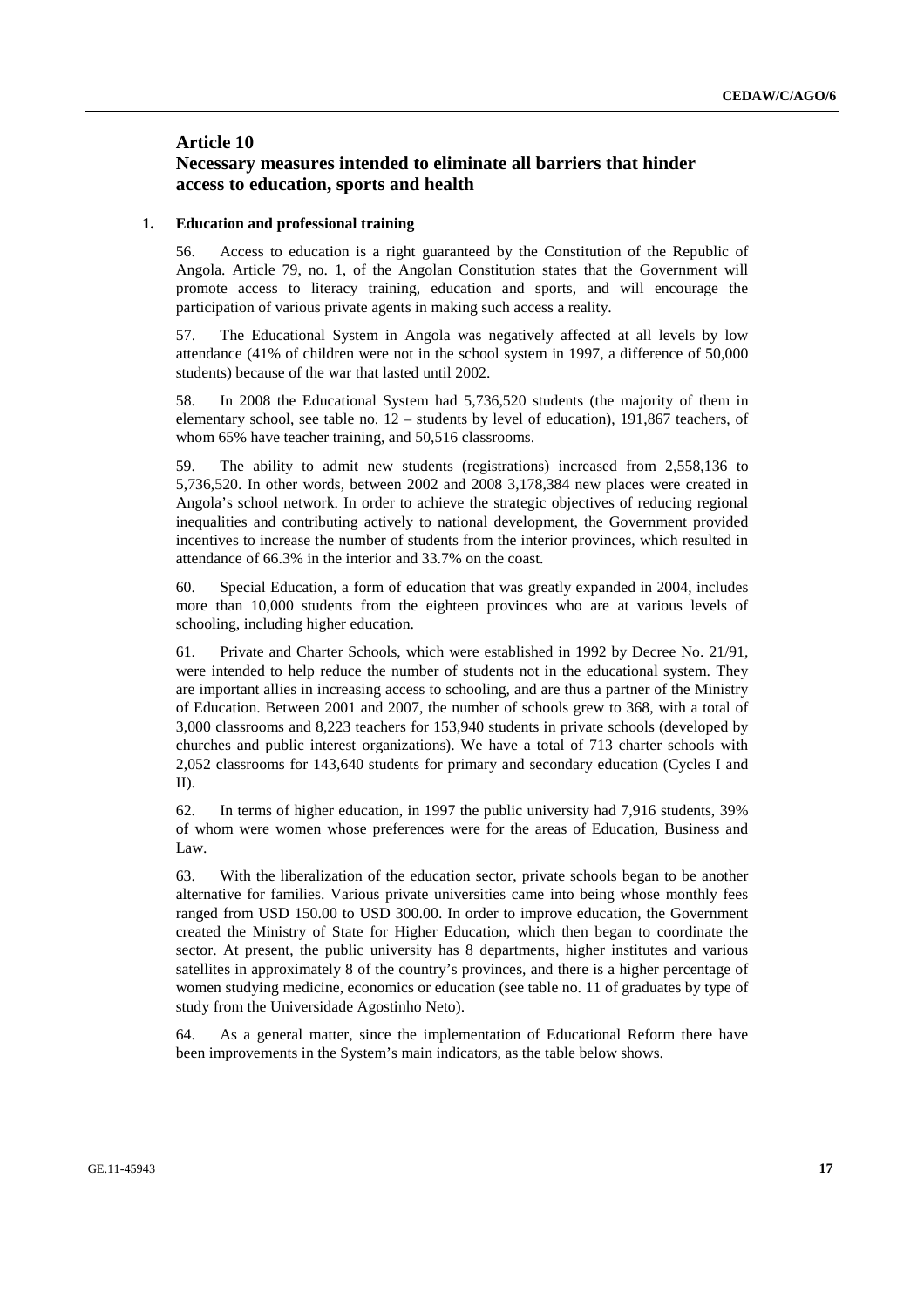## Article 10
## Necessary measures intended to eliminate all barriers that hinder access to education, sports and health

### 1. Education and professional training

56. Access to education is a right guaranteed by the Constitution of the Republic of Angola. Article 79, no. 1, of the Angolan Constitution states that the Government will promote access to literacy training, education and sports, and will encourage the participation of various private agents in making such access a reality.

57. The Educational System in Angola was negatively affected at all levels by low attendance (41% of children were not in the school system in 1997, a difference of 50,000 students) because of the war that lasted until 2002.

58. In 2008 the Educational System had 5,736,520 students (the majority of them in elementary school, see table no. 12 – students by level of education), 191,867 teachers, of whom 65% have teacher training, and 50,516 classrooms.

59. The ability to admit new students (registrations) increased from 2,558,136 to 5,736,520. In other words, between 2002 and 2008 3,178,384 new places were created in Angola's school network. In order to achieve the strategic objectives of reducing regional inequalities and contributing actively to national development, the Government provided incentives to increase the number of students from the interior provinces, which resulted in attendance of 66.3% in the interior and 33.7% on the coast.

60. Special Education, a form of education that was greatly expanded in 2004, includes more than 10,000 students from the eighteen provinces who are at various levels of schooling, including higher education.

61. Private and Charter Schools, which were established in 1992 by Decree No. 21/91, were intended to help reduce the number of students not in the educational system. They are important allies in increasing access to schooling, and are thus a partner of the Ministry of Education. Between 2001 and 2007, the number of schools grew to 368, with a total of 3,000 classrooms and 8,223 teachers for 153,940 students in private schools (developed by churches and public interest organizations). We have a total of 713 charter schools with 2,052 classrooms for 143,640 students for primary and secondary education (Cycles I and II).

62. In terms of higher education, in 1997 the public university had 7,916 students, 39% of whom were women whose preferences were for the areas of Education, Business and Law.

63. With the liberalization of the education sector, private schools began to be another alternative for families. Various private universities came into being whose monthly fees ranged from USD 150.00 to USD 300.00. In order to improve education, the Government created the Ministry of State for Higher Education, which then began to coordinate the sector. At present, the public university has 8 departments, higher institutes and various satellites in approximately 8 of the country's provinces, and there is a higher percentage of women studying medicine, economics or education (see table no. 11 of graduates by type of study from the Universidade Agostinho Neto).

64. As a general matter, since the implementation of Educational Reform there have been improvements in the System's main indicators, as the table below shows.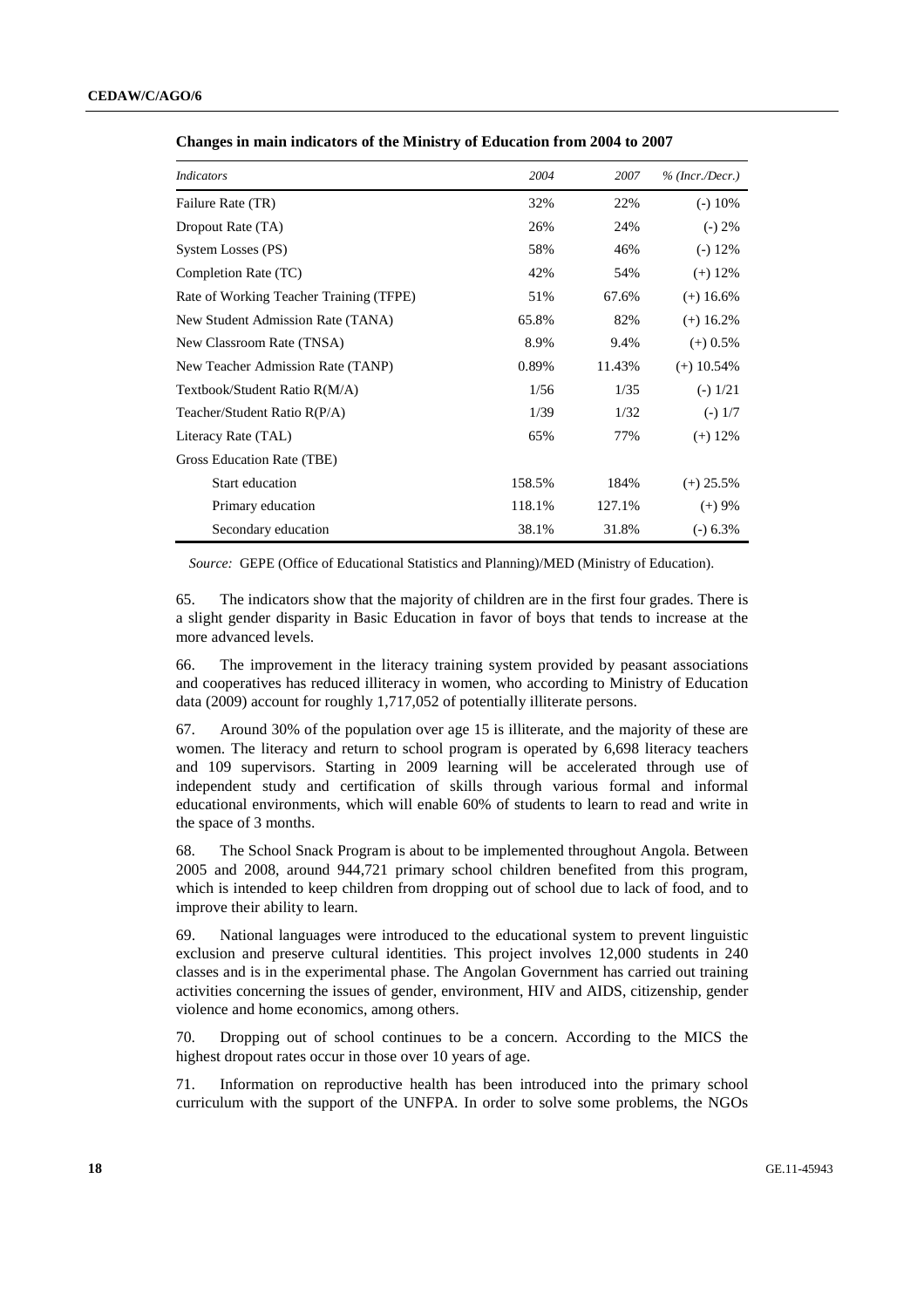**Changes in main indicators of the Ministry of Education from 2004 to 2007**

| *Indicators* | *2004* | *2007* | *% (Incr./Decr.)* |
|---|---|---|---|
| Failure Rate (TR) | 32% | 22% | (-) 10% |
| Dropout Rate (TA) | 26% | 24% | (-) 2% |
| System Losses (PS) | 58% | 46% | (-) 12% |
| Completion Rate (TC) | 42% | 54% | (+) 12% |
| Rate of Working Teacher Training (TFPE) | 51% | 67.6% | (+) 16.6% |
| New Student Admission Rate (TANA) | 65.8% | 82% | (+) 16.2% |
| New Classroom Rate (TNSA) | 8.9% | 9.4% | (+) 0.5% |
| New Teacher Admission Rate (TANP) | 0.89% | 11.43% | (+) 10.54% |
| Textbook/Student Ratio R(M/A) | 1/56 | 1/35 | (-) 1/21 |
| Teacher/Student Ratio R(P/A) | 1/39 | 1/32 | (-) 1/7 |
| Literacy Rate (TAL) | 65% | 77% | (+) 12% |
| Gross Education Rate (TBE) | | | |
| Start education | 158.5% | 184% | (+) 25.5% |
| Primary education | 118.1% | 127.1% | (+) 9% |
| Secondary education | 38.1% | 31.8% | (-) 6.3% |

*Source:* GEPE (Office of Educational Statistics and Planning)/MED (Ministry of Education).

65. The indicators show that the majority of children are in the first four grades. There is a slight gender disparity in Basic Education in favor of boys that tends to increase at the more advanced levels.

66. The improvement in the literacy training system provided by peasant associations and cooperatives has reduced illiteracy in women, who according to Ministry of Education data (2009) account for roughly 1,717,052 of potentially illiterate persons.

67. Around 30% of the population over age 15 is illiterate, and the majority of these are women. The literacy and return to school program is operated by 6,698 literacy teachers and 109 supervisors. Starting in 2009 learning will be accelerated through use of independent study and certification of skills through various formal and informal educational environments, which will enable 60% of students to learn to read and write in the space of 3 months.

68. The School Snack Program is about to be implemented throughout Angola. Between 2005 and 2008, around 944,721 primary school children benefited from this program, which is intended to keep children from dropping out of school due to lack of food, and to improve their ability to learn.

69. National languages were introduced to the educational system to prevent linguistic exclusion and preserve cultural identities. This project involves 12,000 students in 240 classes and is in the experimental phase. The Angolan Government has carried out training activities concerning the issues of gender, environment, HIV and AIDS, citizenship, gender violence and home economics, among others.

70. Dropping out of school continues to be a concern. According to the MICS the highest dropout rates occur in those over 10 years of age.

71. Information on reproductive health has been introduced into the primary school curriculum with the support of the UNFPA. In order to solve some problems, the NGOs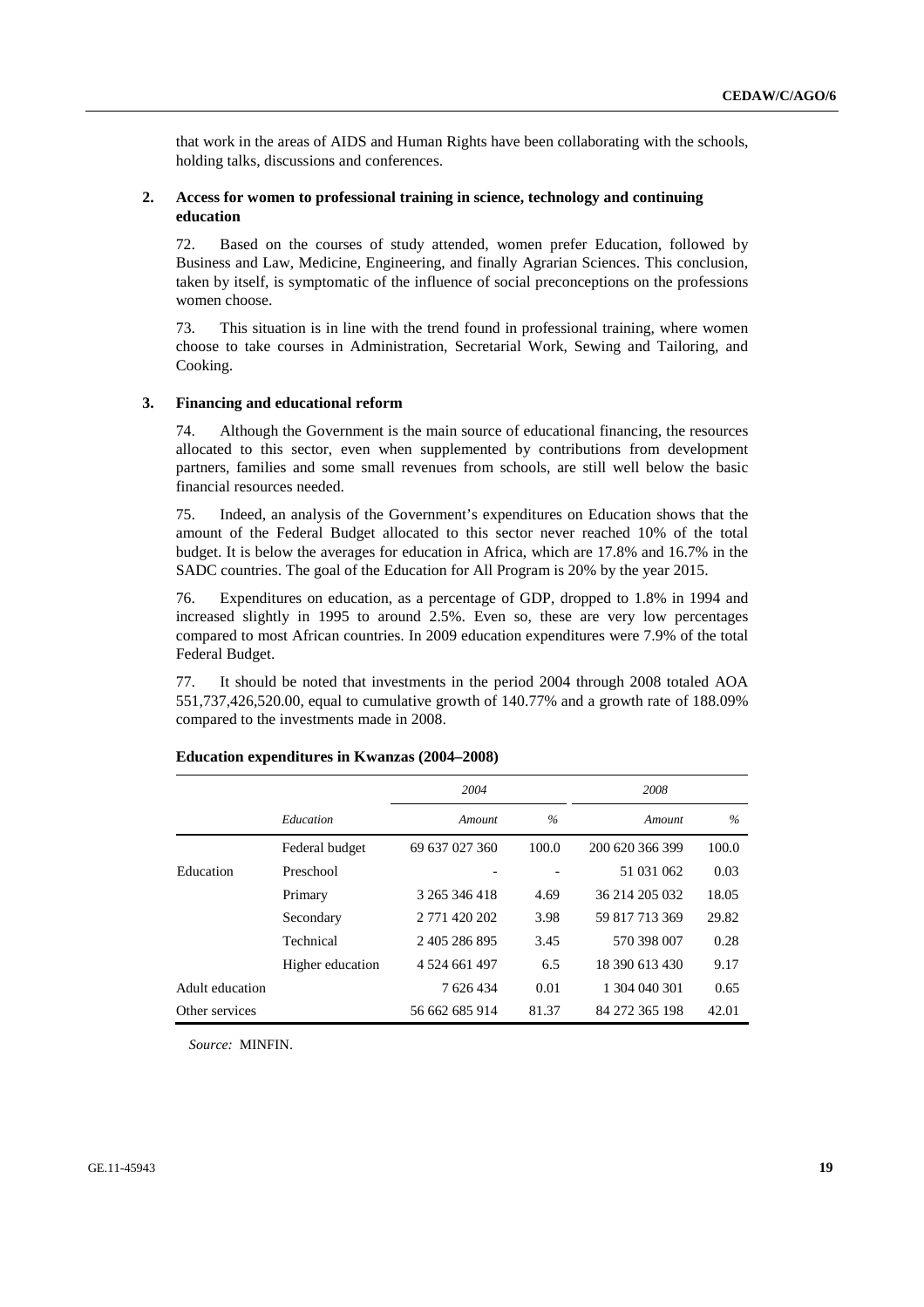that work in the areas of AIDS and Human Rights have been collaborating with the schools, holding talks, discussions and conferences.

## 2. Access for women to professional training in science, technology and continuing education

72. Based on the courses of study attended, women prefer Education, followed by Business and Law, Medicine, Engineering, and finally Agrarian Sciences. This conclusion, taken by itself, is symptomatic of the influence of social preconceptions on the professions women choose.

73. This situation is in line with the trend found in professional training, where women choose to take courses in Administration, Secretarial Work, Sewing and Tailoring, and Cooking.

## 3. Financing and educational reform

74. Although the Government is the main source of educational financing, the resources allocated to this sector, even when supplemented by contributions from development partners, families and some small revenues from schools, are still well below the basic financial resources needed.

75. Indeed, an analysis of the Government's expenditures on Education shows that the amount of the Federal Budget allocated to this sector never reached 10% of the total budget. It is below the averages for education in Africa, which are 17.8% and 16.7% in the SADC countries. The goal of the Education for All Program is 20% by the year 2015.

76. Expenditures on education, as a percentage of GDP, dropped to 1.8% in 1994 and increased slightly in 1995 to around 2.5%. Even so, these are very low percentages compared to most African countries. In 2009 education expenditures were 7.9% of the total Federal Budget.

77. It should be noted that investments in the period 2004 through 2008 totaled AOA 551,737,426,520.00, equal to cumulative growth of 140.77% and a growth rate of 188.09% compared to the investments made in 2008.

**Education expenditures in Kwanzas (2004–2008)**

| | | *2004* | | *2008* | |
|---|---|---|---|---|---|
| | *Education* | *Amount* | *%* | *Amount* | *%* |
| | Federal budget | 69 637 027 360 | 100.0 | 200 620 366 399 | 100.0 |
| Education | Preschool | - | - | 51 031 062 | 0.03 |
| | Primary | 3 265 346 418 | 4.69 | 36 214 205 032 | 18.05 |
| | Secondary | 2 771 420 202 | 3.98 | 59 817 713 369 | 29.82 |
| | Technical | 2 405 286 895 | 3.45 | 570 398 007 | 0.28 |
| | Higher education | 4 524 661 497 | 6.5 | 18 390 613 430 | 9.17 |
| Adult education | | 7 626 434 | 0.01 | 1 304 040 301 | 0.65 |
| Other services | | 56 662 685 914 | 81.37 | 84 272 365 198 | 42.01 |

*Source:* MINFIN.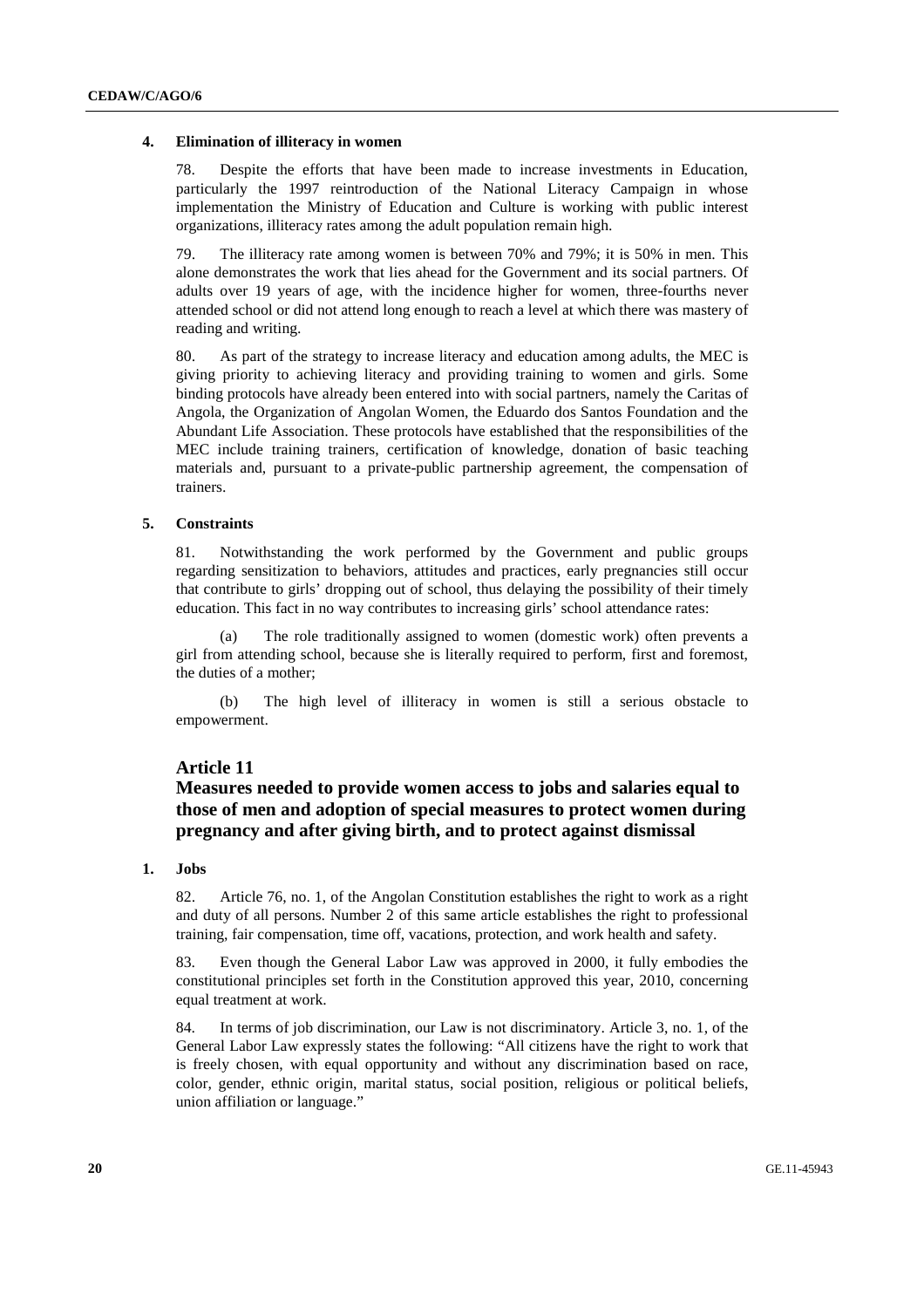### 4. Elimination of illiteracy in women

78. Despite the efforts that have been made to increase investments in Education, particularly the 1997 reintroduction of the National Literacy Campaign in whose implementation the Ministry of Education and Culture is working with public interest organizations, illiteracy rates among the adult population remain high.

79. The illiteracy rate among women is between 70% and 79%; it is 50% in men. This alone demonstrates the work that lies ahead for the Government and its social partners. Of adults over 19 years of age, with the incidence higher for women, three-fourths never attended school or did not attend long enough to reach a level at which there was mastery of reading and writing.

80. As part of the strategy to increase literacy and education among adults, the MEC is giving priority to achieving literacy and providing training to women and girls. Some binding protocols have already been entered into with social partners, namely the Caritas of Angola, the Organization of Angolan Women, the Eduardo dos Santos Foundation and the Abundant Life Association. These protocols have established that the responsibilities of the MEC include training trainers, certification of knowledge, donation of basic teaching materials and, pursuant to a private-public partnership agreement, the compensation of trainers.

### 5. Constraints

81. Notwithstanding the work performed by the Government and public groups regarding sensitization to behaviors, attitudes and practices, early pregnancies still occur that contribute to girls' dropping out of school, thus delaying the possibility of their timely education. This fact in no way contributes to increasing girls' school attendance rates:

(a) The role traditionally assigned to women (domestic work) often prevents a girl from attending school, because she is literally required to perform, first and foremost, the duties of a mother;

(b) The high level of illiteracy in women is still a serious obstacle to empowerment.

## Article 11

## Measures needed to provide women access to jobs and salaries equal to those of men and adoption of special measures to protect women during pregnancy and after giving birth, and to protect against dismissal

### 1. Jobs

82. Article 76, no. 1, of the Angolan Constitution establishes the right to work as a right and duty of all persons. Number 2 of this same article establishes the right to professional training, fair compensation, time off, vacations, protection, and work health and safety.

83. Even though the General Labor Law was approved in 2000, it fully embodies the constitutional principles set forth in the Constitution approved this year, 2010, concerning equal treatment at work.

84. In terms of job discrimination, our Law is not discriminatory. Article 3, no. 1, of the General Labor Law expressly states the following: "All citizens have the right to work that is freely chosen, with equal opportunity and without any discrimination based on race, color, gender, ethnic origin, marital status, social position, religious or political beliefs, union affiliation or language."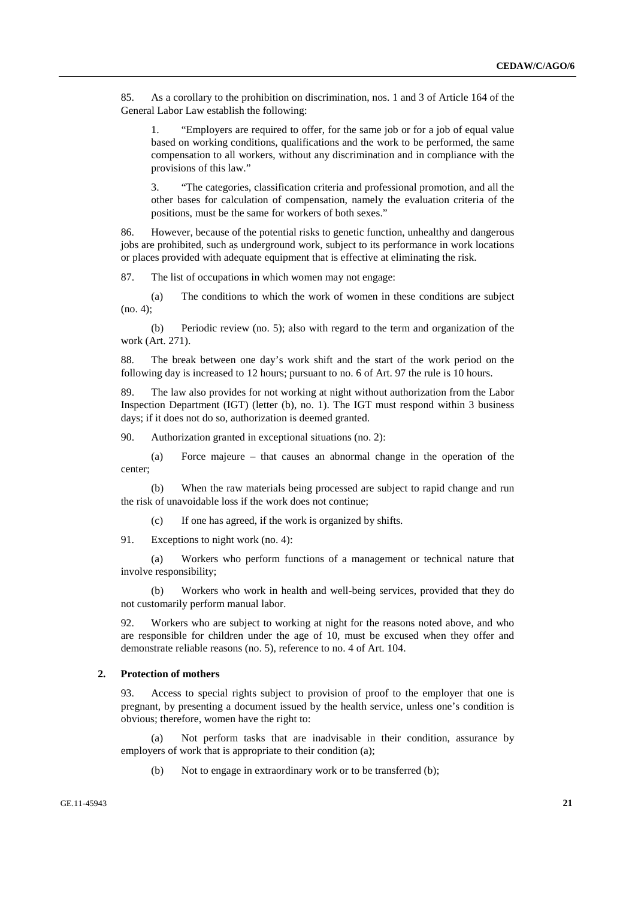85. As a corollary to the prohibition on discrimination, nos. 1 and 3 of Article 164 of the General Labor Law establish the following:

> 1. "Employers are required to offer, for the same job or for a job of equal value based on working conditions, qualifications and the work to be performed, the same compensation to all workers, without any discrimination and in compliance with the provisions of this law."
>
> 3. "The categories, classification criteria and professional promotion, and all the other bases for calculation of compensation, namely the evaluation criteria of the positions, must be the same for workers of both sexes."

86. However, because of the potential risks to genetic function, unhealthy and dangerous jobs are prohibited, such as underground work, subject to its performance in work locations or places provided with adequate equipment that is effective at eliminating the risk.

87. The list of occupations in which women may not engage:

(a) The conditions to which the work of women in these conditions are subject (no. 4);

(b) Periodic review (no. 5); also with regard to the term and organization of the work (Art. 271).

88. The break between one day's work shift and the start of the work period on the following day is increased to 12 hours; pursuant to no. 6 of Art. 97 the rule is 10 hours.

89. The law also provides for not working at night without authorization from the Labor Inspection Department (IGT) (letter (b), no. 1). The IGT must respond within 3 business days; if it does not do so, authorization is deemed granted.

90. Authorization granted in exceptional situations (no. 2):

(a) Force majeure – that causes an abnormal change in the operation of the center;

(b) When the raw materials being processed are subject to rapid change and run the risk of unavoidable loss if the work does not continue;

(c) If one has agreed, if the work is organized by shifts.

91. Exceptions to night work (no. 4):

(a) Workers who perform functions of a management or technical nature that involve responsibility;

(b) Workers who work in health and well-being services, provided that they do not customarily perform manual labor.

92. Workers who are subject to working at night for the reasons noted above, and who are responsible for children under the age of 10, must be excused when they offer and demonstrate reliable reasons (no. 5), reference to no. 4 of Art. 104.

## 2. Protection of mothers

93. Access to special rights subject to provision of proof to the employer that one is pregnant, by presenting a document issued by the health service, unless one's condition is obvious; therefore, women have the right to:

(a) Not perform tasks that are inadvisable in their condition, assurance by employers of work that is appropriate to their condition (a);

(b) Not to engage in extraordinary work or to be transferred (b);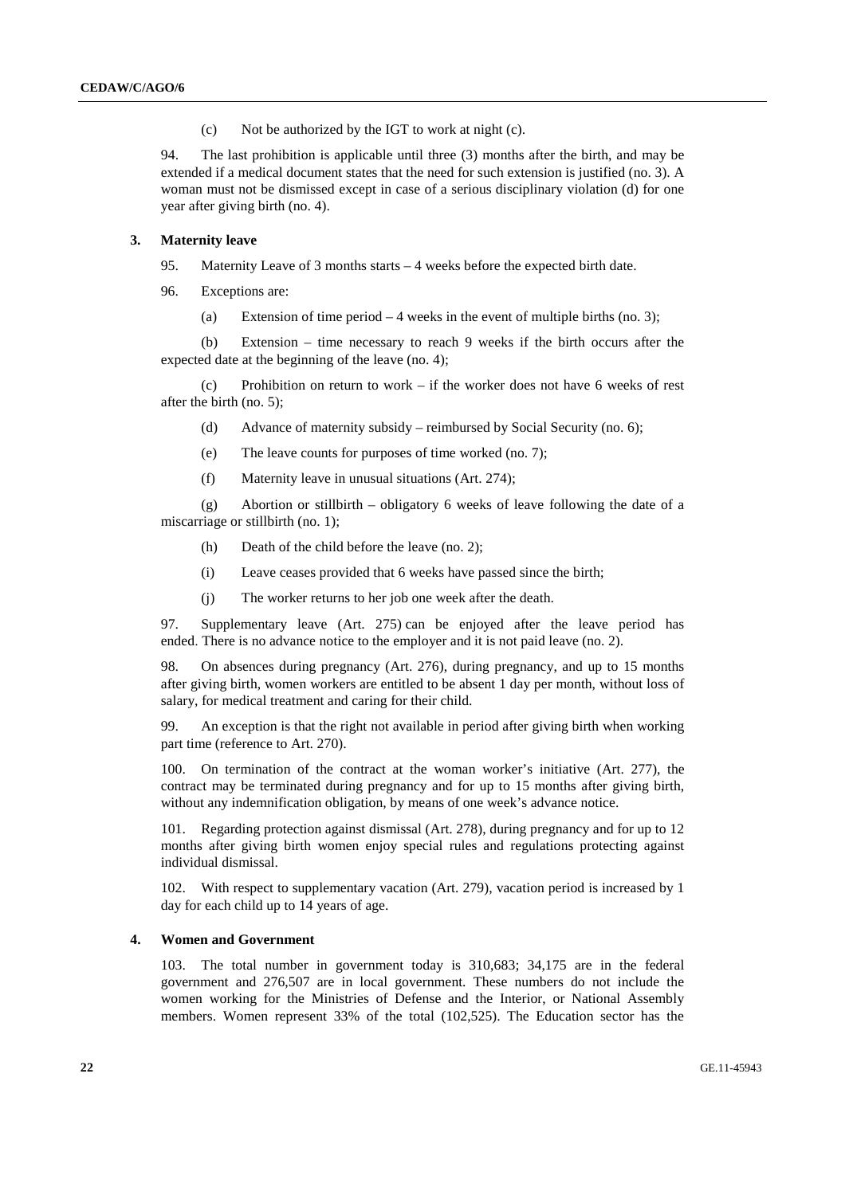(c) Not be authorized by the IGT to work at night (c).

94. The last prohibition is applicable until three (3) months after the birth, and may be extended if a medical document states that the need for such extension is justified (no. 3). A woman must not be dismissed except in case of a serious disciplinary violation (d) for one year after giving birth (no. 4).

### 3. Maternity leave

95. Maternity Leave of 3 months starts – 4 weeks before the expected birth date.

96. Exceptions are:

(a) Extension of time period – 4 weeks in the event of multiple births (no. 3);

(b) Extension – time necessary to reach 9 weeks if the birth occurs after the expected date at the beginning of the leave (no. 4);

(c) Prohibition on return to work – if the worker does not have 6 weeks of rest after the birth (no. 5);

(d) Advance of maternity subsidy – reimbursed by Social Security (no. 6);

(e) The leave counts for purposes of time worked (no. 7);

(f) Maternity leave in unusual situations (Art. 274);

(g) Abortion or stillbirth – obligatory 6 weeks of leave following the date of a miscarriage or stillbirth (no. 1);

(h) Death of the child before the leave (no. 2);

(i) Leave ceases provided that 6 weeks have passed since the birth;

(j) The worker returns to her job one week after the death.

97. Supplementary leave (Art. 275) can be enjoyed after the leave period has ended. There is no advance notice to the employer and it is not paid leave (no. 2).

98. On absences during pregnancy (Art. 276), during pregnancy, and up to 15 months after giving birth, women workers are entitled to be absent 1 day per month, without loss of salary, for medical treatment and caring for their child.

99. An exception is that the right not available in period after giving birth when working part time (reference to Art. 270).

100. On termination of the contract at the woman worker's initiative (Art. 277), the contract may be terminated during pregnancy and for up to 15 months after giving birth, without any indemnification obligation, by means of one week's advance notice.

101. Regarding protection against dismissal (Art. 278), during pregnancy and for up to 12 months after giving birth women enjoy special rules and regulations protecting against individual dismissal.

102. With respect to supplementary vacation (Art. 279), vacation period is increased by 1 day for each child up to 14 years of age.

### 4. Women and Government

103. The total number in government today is 310,683; 34,175 are in the federal government and 276,507 are in local government. These numbers do not include the women working for the Ministries of Defense and the Interior, or National Assembly members. Women represent 33% of the total (102,525). The Education sector has the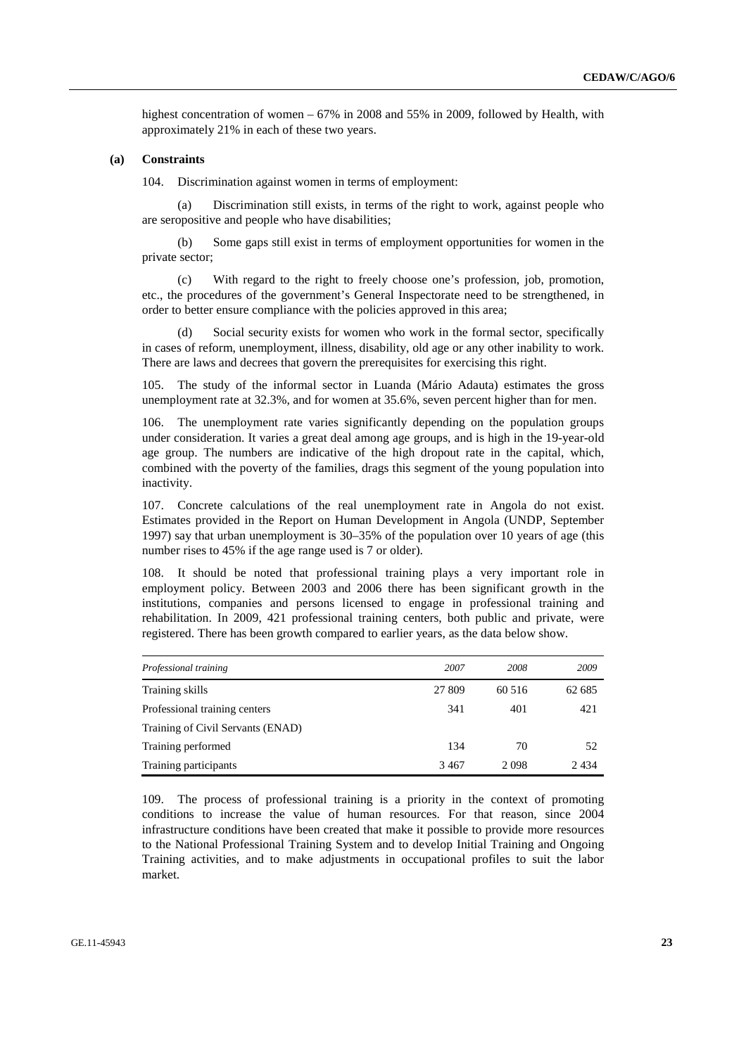highest concentration of women – 67% in 2008 and 55% in 2009, followed by Health, with approximately 21% in each of these two years.

### (a) Constraints

104. Discrimination against women in terms of employment:

(a) Discrimination still exists, in terms of the right to work, against people who are seropositive and people who have disabilities;

(b) Some gaps still exist in terms of employment opportunities for women in the private sector;

(c) With regard to the right to freely choose one's profession, job, promotion, etc., the procedures of the government's General Inspectorate need to be strengthened, in order to better ensure compliance with the policies approved in this area;

(d) Social security exists for women who work in the formal sector, specifically in cases of reform, unemployment, illness, disability, old age or any other inability to work. There are laws and decrees that govern the prerequisites for exercising this right.

105. The study of the informal sector in Luanda (Mário Adauta) estimates the gross unemployment rate at 32.3%, and for women at 35.6%, seven percent higher than for men.

106. The unemployment rate varies significantly depending on the population groups under consideration. It varies a great deal among age groups, and is high in the 19-year-old age group. The numbers are indicative of the high dropout rate in the capital, which, combined with the poverty of the families, drags this segment of the young population into inactivity.

107. Concrete calculations of the real unemployment rate in Angola do not exist. Estimates provided in the Report on Human Development in Angola (UNDP, September 1997) say that urban unemployment is 30–35% of the population over 10 years of age (this number rises to 45% if the age range used is 7 or older).

108. It should be noted that professional training plays a very important role in employment policy. Between 2003 and 2006 there has been significant growth in the institutions, companies and persons licensed to engage in professional training and rehabilitation. In 2009, 421 professional training centers, both public and private, were registered. There has been growth compared to earlier years, as the data below show.

| *Professional training* | *2007* | *2008* | *2009* |
|---|---|---|---|
| Training skills | 27 809 | 60 516 | 62 685 |
| Professional training centers | 341 | 401 | 421 |
| Training of Civil Servants (ENAD) | | | |
| Training performed | 134 | 70 | 52 |
| Training participants | 3 467 | 2 098 | 2 434 |

109. The process of professional training is a priority in the context of promoting conditions to increase the value of human resources. For that reason, since 2004 infrastructure conditions have been created that make it possible to provide more resources to the National Professional Training System and to develop Initial Training and Ongoing Training activities, and to make adjustments in occupational profiles to suit the labor market.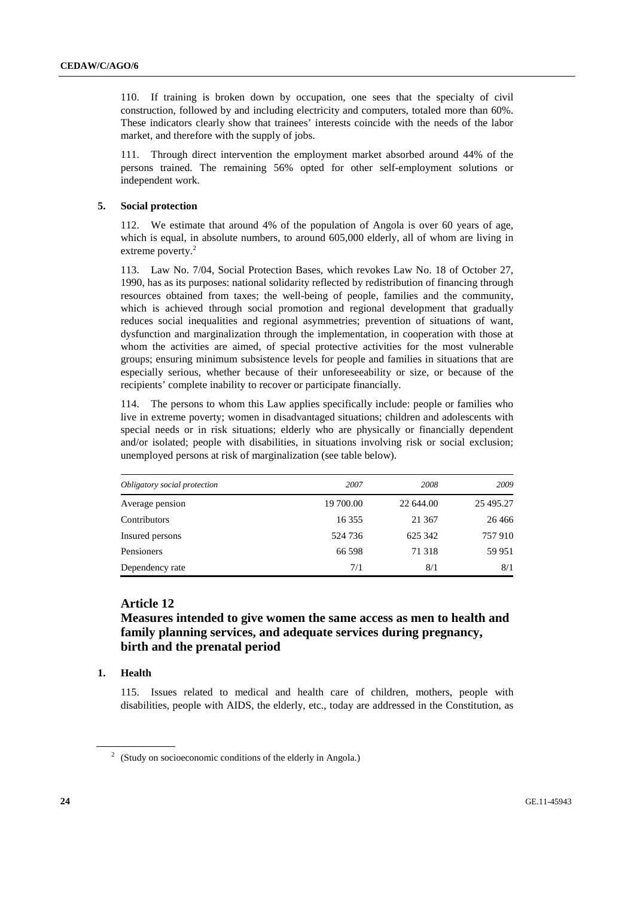110. If training is broken down by occupation, one sees that the specialty of civil construction, followed by and including electricity and computers, totaled more than 60%. These indicators clearly show that trainees' interests coincide with the needs of the labor market, and therefore with the supply of jobs.

111. Through direct intervention the employment market absorbed around 44% of the persons trained. The remaining 56% opted for other self-employment solutions or independent work.

### 5. Social protection

112. We estimate that around 4% of the population of Angola is over 60 years of age, which is equal, in absolute numbers, to around 605,000 elderly, all of whom are living in extreme poverty.[2]

113. Law No. 7/04, Social Protection Bases, which revokes Law No. 18 of October 27, 1990, has as its purposes: national solidarity reflected by redistribution of financing through resources obtained from taxes; the well-being of people, families and the community, which is achieved through social promotion and regional development that gradually reduces social inequalities and regional asymmetries; prevention of situations of want, dysfunction and marginalization through the implementation, in cooperation with those at whom the activities are aimed, of special protective activities for the most vulnerable groups; ensuring minimum subsistence levels for people and families in situations that are especially serious, whether because of their unforeseeability or size, or because of the recipients' complete inability to recover or participate financially.

114. The persons to whom this Law applies specifically include: people or families who live in extreme poverty; women in disadvantaged situations; children and adolescents with special needs or in risk situations; elderly who are physically or financially dependent and/or isolated; people with disabilities, in situations involving risk or social exclusion; unemployed persons at risk of marginalization (see table below).

| *Obligatory social protection* | *2007* | *2008* | *2009* |
|---|---|---|---|
| Average pension | 19 700.00 | 22 644.00 | 25 495.27 |
| Contributors | 16 355 | 21 367 | 26 466 |
| Insured persons | 524 736 | 625 342 | 757 910 |
| Pensioners | 66 598 | 71 318 | 59 951 |
| Dependency rate | 7/1 | 8/1 | 8/1 |

## Article 12

## Measures intended to give women the same access as men to health and family planning services, and adequate services during pregnancy, birth and the prenatal period

### 1. Health

115. Issues related to medical and health care of children, mothers, people with disabilities, people with AIDS, the elderly, etc., today are addressed in the Constitution, as

[2] (Study on socioeconomic conditions of the elderly in Angola.)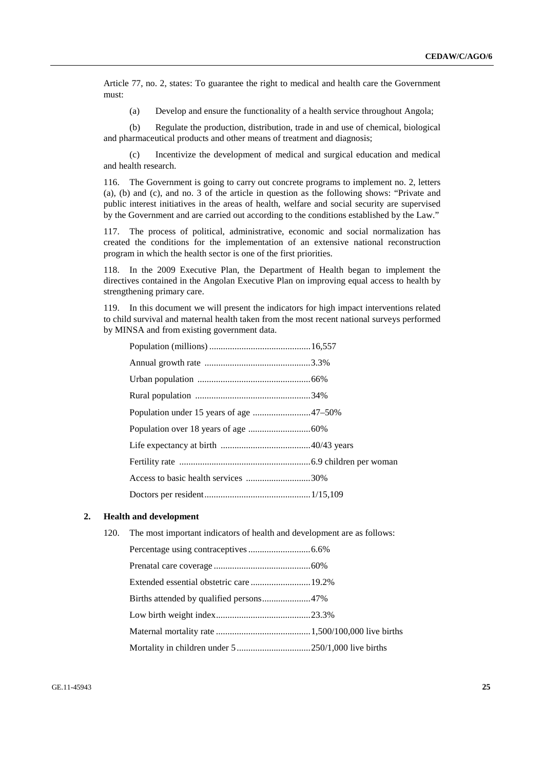Article 77, no. 2, states: To guarantee the right to medical and health care the Government must:

(a) Develop and ensure the functionality of a health service throughout Angola;

(b) Regulate the production, distribution, trade in and use of chemical, biological and pharmaceutical products and other means of treatment and diagnosis;

(c) Incentivize the development of medical and surgical education and medical and health research.

116. The Government is going to carry out concrete programs to implement no. 2, letters (a), (b) and (c), and no. 3 of the article in question as the following shows: "Private and public interest initiatives in the areas of health, welfare and social security are supervised by the Government and are carried out according to the conditions established by the Law."

117. The process of political, administrative, economic and social normalization has created the conditions for the implementation of an extensive national reconstruction program in which the health sector is one of the first priorities.

118. In the 2009 Executive Plan, the Department of Health began to implement the directives contained in the Angolan Executive Plan on improving equal access to health by strengthening primary care.

119. In this document we will present the indicators for high impact interventions related to child survival and maternal health taken from the most recent national surveys performed by MINSA and from existing government data.

| | |
|---|---|
| Population (millions) | 16,557 |
| Annual growth rate | 3.3% |
| Urban population | 66% |
| Rural population | 34% |
| Population under 15 years of age | 47–50% |
| Population over 18 years of age | 60% |
| Life expectancy at birth | 40/43 years |
| Fertility rate | 6.9 children per woman |
| Access to basic health services | 30% |
| Doctors per resident | 1/15,109 |

## 2. Health and development

120. The most important indicators of health and development are as follows:

| | |
|---|---|
| Percentage using contraceptives | 6.6% |
| Prenatal care coverage | 60% |
| Extended essential obstetric care | 19.2% |
| Births attended by qualified persons | 47% |
| Low birth weight index | 23.3% |
| Maternal mortality rate | 1,500/100,000 live births |
| Mortality in children under 5 | 250/1,000 live births |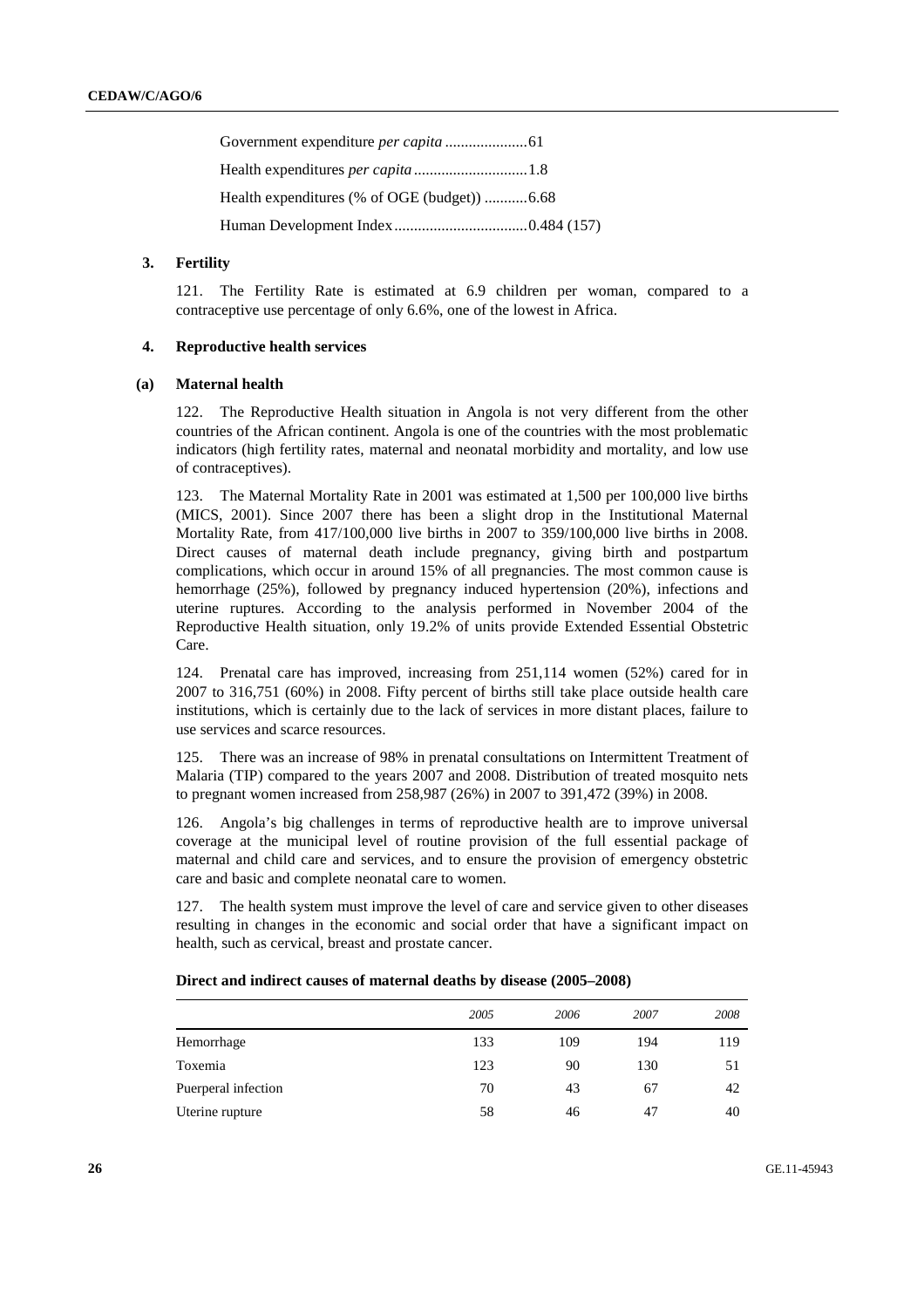Government expenditure *per capita* .....................61

Health expenditures *per capita* .............................1.8

Health expenditures (% of OGE (budget)) ...........6.68

Human Development Index..................................0.484 (157)

### 3. Fertility

121. The Fertility Rate is estimated at 6.9 children per woman, compared to a contraceptive use percentage of only 6.6%, one of the lowest in Africa.

### 4. Reproductive health services

#### (a) Maternal health

122. The Reproductive Health situation in Angola is not very different from the other countries of the African continent. Angola is one of the countries with the most problematic indicators (high fertility rates, maternal and neonatal morbidity and mortality, and low use of contraceptives).

123. The Maternal Mortality Rate in 2001 was estimated at 1,500 per 100,000 live births (MICS, 2001). Since 2007 there has been a slight drop in the Institutional Maternal Mortality Rate, from 417/100,000 live births in 2007 to 359/100,000 live births in 2008. Direct causes of maternal death include pregnancy, giving birth and postpartum complications, which occur in around 15% of all pregnancies. The most common cause is hemorrhage (25%), followed by pregnancy induced hypertension (20%), infections and uterine ruptures. According to the analysis performed in November 2004 of the Reproductive Health situation, only 19.2% of units provide Extended Essential Obstetric Care.

124. Prenatal care has improved, increasing from 251,114 women (52%) cared for in 2007 to 316,751 (60%) in 2008. Fifty percent of births still take place outside health care institutions, which is certainly due to the lack of services in more distant places, failure to use services and scarce resources.

125. There was an increase of 98% in prenatal consultations on Intermittent Treatment of Malaria (TIP) compared to the years 2007 and 2008. Distribution of treated mosquito nets to pregnant women increased from 258,987 (26%) in 2007 to 391,472 (39%) in 2008.

126. Angola's big challenges in terms of reproductive health are to improve universal coverage at the municipal level of routine provision of the full essential package of maternal and child care and services, and to ensure the provision of emergency obstetric care and basic and complete neonatal care to women.

127. The health system must improve the level of care and service given to other diseases resulting in changes in the economic and social order that have a significant impact on health, such as cervical, breast and prostate cancer.

**Direct and indirect causes of maternal deaths by disease (2005–2008)**

| | *2005* | *2006* | *2007* | *2008* |
|---|---|---|---|---|
| Hemorrhage | 133 | 109 | 194 | 119 |
| Toxemia | 123 | 90 | 130 | 51 |
| Puerperal infection | 70 | 43 | 67 | 42 |
| Uterine rupture | 58 | 46 | 47 | 40 |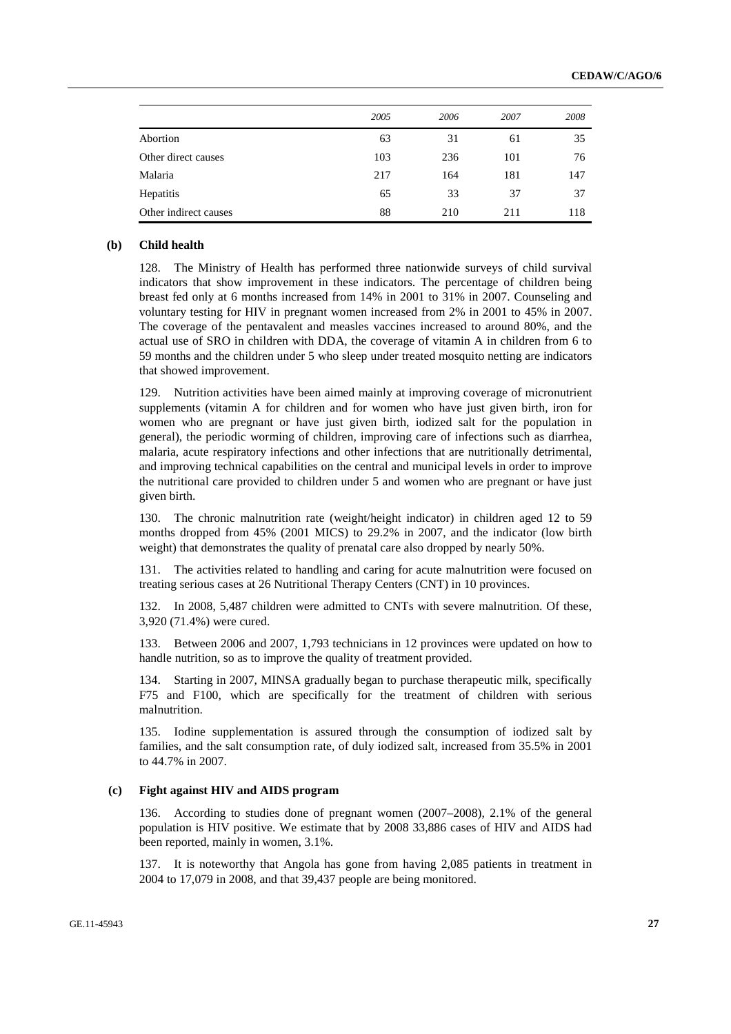| | 2005 | 2006 | 2007 | 2008 |
|---|---|---|---|---|
| Abortion | 63 | 31 | 61 | 35 |
| Other direct causes | 103 | 236 | 101 | 76 |
| Malaria | 217 | 164 | 181 | 147 |
| Hepatitis | 65 | 33 | 37 | 37 |
| Other indirect causes | 88 | 210 | 211 | 118 |

### (b) Child health

128. The Ministry of Health has performed three nationwide surveys of child survival indicators that show improvement in these indicators. The percentage of children being breast fed only at 6 months increased from 14% in 2001 to 31% in 2007. Counseling and voluntary testing for HIV in pregnant women increased from 2% in 2001 to 45% in 2007. The coverage of the pentavalent and measles vaccines increased to around 80%, and the actual use of SRO in children with DDA, the coverage of vitamin A in children from 6 to 59 months and the children under 5 who sleep under treated mosquito netting are indicators that showed improvement.

129. Nutrition activities have been aimed mainly at improving coverage of micronutrient supplements (vitamin A for children and for women who have just given birth, iron for women who are pregnant or have just given birth, iodized salt for the population in general), the periodic worming of children, improving care of infections such as diarrhea, malaria, acute respiratory infections and other infections that are nutritionally detrimental, and improving technical capabilities on the central and municipal levels in order to improve the nutritional care provided to children under 5 and women who are pregnant or have just given birth.

130. The chronic malnutrition rate (weight/height indicator) in children aged 12 to 59 months dropped from 45% (2001 MICS) to 29.2% in 2007, and the indicator (low birth weight) that demonstrates the quality of prenatal care also dropped by nearly 50%.

131. The activities related to handling and caring for acute malnutrition were focused on treating serious cases at 26 Nutritional Therapy Centers (CNT) in 10 provinces.

132. In 2008, 5,487 children were admitted to CNTs with severe malnutrition. Of these, 3,920 (71.4%) were cured.

133. Between 2006 and 2007, 1,793 technicians in 12 provinces were updated on how to handle nutrition, so as to improve the quality of treatment provided.

134. Starting in 2007, MINSA gradually began to purchase therapeutic milk, specifically F75 and F100, which are specifically for the treatment of children with serious malnutrition.

135. Iodine supplementation is assured through the consumption of iodized salt by families, and the salt consumption rate, of duly iodized salt, increased from 35.5% in 2001 to 44.7% in 2007.

### (c) Fight against HIV and AIDS program

136. According to studies done of pregnant women (2007–2008), 2.1% of the general population is HIV positive. We estimate that by 2008 33,886 cases of HIV and AIDS had been reported, mainly in women, 3.1%.

137. It is noteworthy that Angola has gone from having 2,085 patients in treatment in 2004 to 17,079 in 2008, and that 39,437 people are being monitored.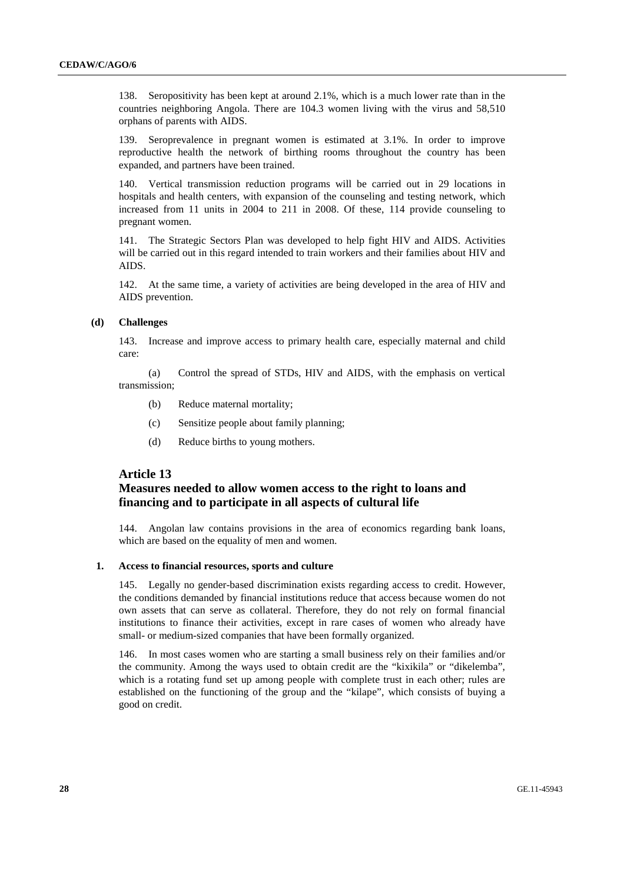138. Seropositivity has been kept at around 2.1%, which is a much lower rate than in the countries neighboring Angola. There are 104.3 women living with the virus and 58,510 orphans of parents with AIDS.

139. Seroprevalence in pregnant women is estimated at 3.1%. In order to improve reproductive health the network of birthing rooms throughout the country has been expanded, and partners have been trained.

140. Vertical transmission reduction programs will be carried out in 29 locations in hospitals and health centers, with expansion of the counseling and testing network, which increased from 11 units in 2004 to 211 in 2008. Of these, 114 provide counseling to pregnant women.

141. The Strategic Sectors Plan was developed to help fight HIV and AIDS. Activities will be carried out in this regard intended to train workers and their families about HIV and AIDS.

142. At the same time, a variety of activities are being developed in the area of HIV and AIDS prevention.

### (d) Challenges

143. Increase and improve access to primary health care, especially maternal and child care:

(a) Control the spread of STDs, HIV and AIDS, with the emphasis on vertical transmission;

(b) Reduce maternal mortality;

(c) Sensitize people about family planning;

(d) Reduce births to young mothers.

## Article 13
## Measures needed to allow women access to the right to loans and financing and to participate in all aspects of cultural life

144. Angolan law contains provisions in the area of economics regarding bank loans, which are based on the equality of men and women.

### 1. Access to financial resources, sports and culture

145. Legally no gender-based discrimination exists regarding access to credit. However, the conditions demanded by financial institutions reduce that access because women do not own assets that can serve as collateral. Therefore, they do not rely on formal financial institutions to finance their activities, except in rare cases of women who already have small- or medium-sized companies that have been formally organized.

146. In most cases women who are starting a small business rely on their families and/or the community. Among the ways used to obtain credit are the "kixikila" or "dikelemba", which is a rotating fund set up among people with complete trust in each other; rules are established on the functioning of the group and the "kilape", which consists of buying a good on credit.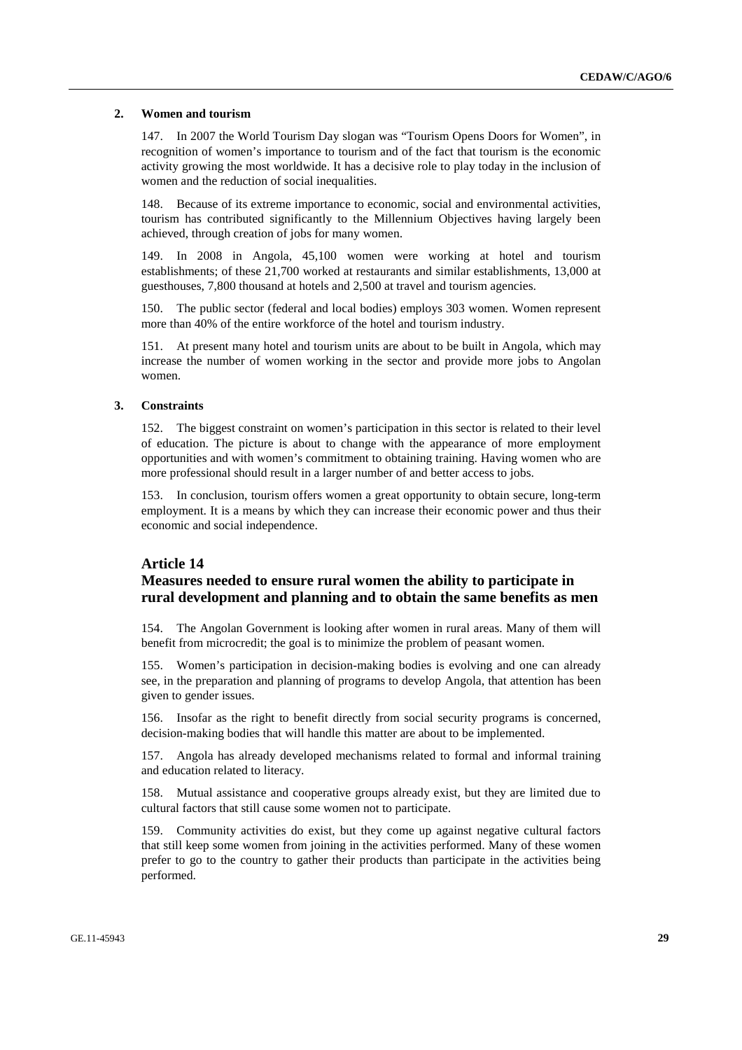### 2. Women and tourism

147. In 2007 the World Tourism Day slogan was "Tourism Opens Doors for Women", in recognition of women's importance to tourism and of the fact that tourism is the economic activity growing the most worldwide. It has a decisive role to play today in the inclusion of women and the reduction of social inequalities.

148. Because of its extreme importance to economic, social and environmental activities, tourism has contributed significantly to the Millennium Objectives having largely been achieved, through creation of jobs for many women.

149. In 2008 in Angola, 45,100 women were working at hotel and tourism establishments; of these 21,700 worked at restaurants and similar establishments, 13,000 at guesthouses, 7,800 thousand at hotels and 2,500 at travel and tourism agencies.

150. The public sector (federal and local bodies) employs 303 women. Women represent more than 40% of the entire workforce of the hotel and tourism industry.

151. At present many hotel and tourism units are about to be built in Angola, which may increase the number of women working in the sector and provide more jobs to Angolan women.

### 3. Constraints

152. The biggest constraint on women's participation in this sector is related to their level of education. The picture is about to change with the appearance of more employment opportunities and with women's commitment to obtaining training. Having women who are more professional should result in a larger number of and better access to jobs.

153. In conclusion, tourism offers women a great opportunity to obtain secure, long-term employment. It is a means by which they can increase their economic power and thus their economic and social independence.

## Article 14

## Measures needed to ensure rural women the ability to participate in rural development and planning and to obtain the same benefits as men

154. The Angolan Government is looking after women in rural areas. Many of them will benefit from microcredit; the goal is to minimize the problem of peasant women.

155. Women's participation in decision-making bodies is evolving and one can already see, in the preparation and planning of programs to develop Angola, that attention has been given to gender issues.

156. Insofar as the right to benefit directly from social security programs is concerned, decision-making bodies that will handle this matter are about to be implemented.

157. Angola has already developed mechanisms related to formal and informal training and education related to literacy.

158. Mutual assistance and cooperative groups already exist, but they are limited due to cultural factors that still cause some women not to participate.

159. Community activities do exist, but they come up against negative cultural factors that still keep some women from joining in the activities performed. Many of these women prefer to go to the country to gather their products than participate in the activities being performed.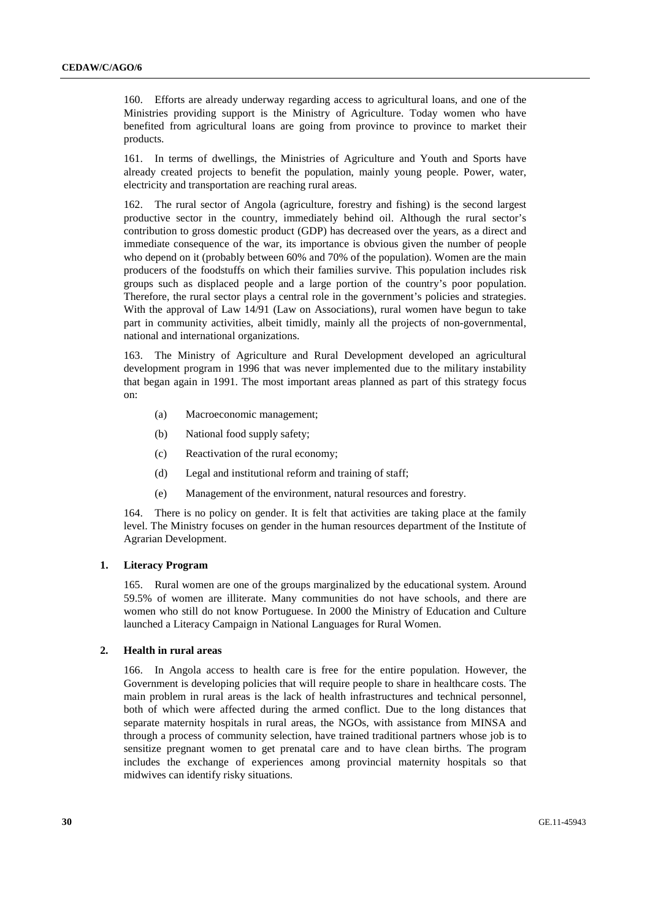160. Efforts are already underway regarding access to agricultural loans, and one of the Ministries providing support is the Ministry of Agriculture. Today women who have benefited from agricultural loans are going from province to province to market their products.

161. In terms of dwellings, the Ministries of Agriculture and Youth and Sports have already created projects to benefit the population, mainly young people. Power, water, electricity and transportation are reaching rural areas.

162. The rural sector of Angola (agriculture, forestry and fishing) is the second largest productive sector in the country, immediately behind oil. Although the rural sector's contribution to gross domestic product (GDP) has decreased over the years, as a direct and immediate consequence of the war, its importance is obvious given the number of people who depend on it (probably between 60% and 70% of the population). Women are the main producers of the foodstuffs on which their families survive. This population includes risk groups such as displaced people and a large portion of the country's poor population. Therefore, the rural sector plays a central role in the government's policies and strategies. With the approval of Law 14/91 (Law on Associations), rural women have begun to take part in community activities, albeit timidly, mainly all the projects of non-governmental, national and international organizations.

163. The Ministry of Agriculture and Rural Development developed an agricultural development program in 1996 that was never implemented due to the military instability that began again in 1991. The most important areas planned as part of this strategy focus on:

(a) Macroeconomic management;

(b) National food supply safety;

(c) Reactivation of the rural economy;

(d) Legal and institutional reform and training of staff;

(e) Management of the environment, natural resources and forestry.

164. There is no policy on gender. It is felt that activities are taking place at the family level. The Ministry focuses on gender in the human resources department of the Institute of Agrarian Development.

### 1. Literacy Program

165. Rural women are one of the groups marginalized by the educational system. Around 59.5% of women are illiterate. Many communities do not have schools, and there are women who still do not know Portuguese. In 2000 the Ministry of Education and Culture launched a Literacy Campaign in National Languages for Rural Women.

### 2. Health in rural areas

166. In Angola access to health care is free for the entire population. However, the Government is developing policies that will require people to share in healthcare costs. The main problem in rural areas is the lack of health infrastructures and technical personnel, both of which were affected during the armed conflict. Due to the long distances that separate maternity hospitals in rural areas, the NGOs, with assistance from MINSA and through a process of community selection, have trained traditional partners whose job is to sensitize pregnant women to get prenatal care and to have clean births. The program includes the exchange of experiences among provincial maternity hospitals so that midwives can identify risky situations.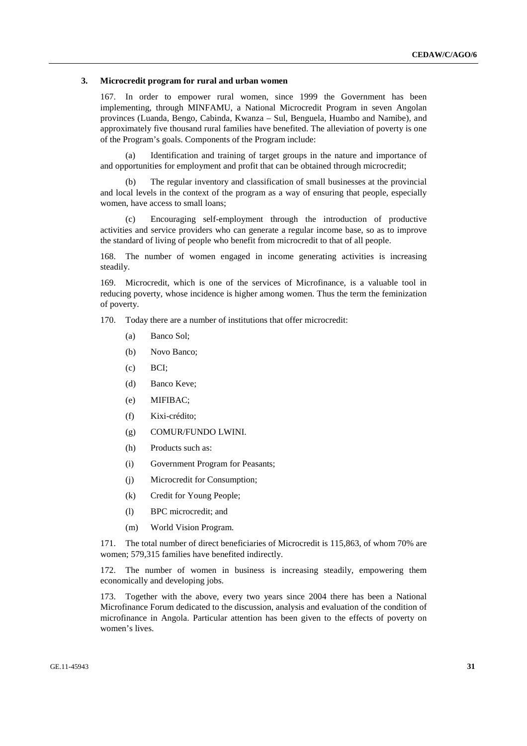### 3. Microcredit program for rural and urban women

167. In order to empower rural women, since 1999 the Government has been implementing, through MINFAMU, a National Microcredit Program in seven Angolan provinces (Luanda, Bengo, Cabinda, Kwanza – Sul, Benguela, Huambo and Namibe), and approximately five thousand rural families have benefited. The alleviation of poverty is one of the Program's goals. Components of the Program include:

(a) Identification and training of target groups in the nature and importance of and opportunities for employment and profit that can be obtained through microcredit;

(b) The regular inventory and classification of small businesses at the provincial and local levels in the context of the program as a way of ensuring that people, especially women, have access to small loans;

(c) Encouraging self-employment through the introduction of productive activities and service providers who can generate a regular income base, so as to improve the standard of living of people who benefit from microcredit to that of all people.

168. The number of women engaged in income generating activities is increasing steadily.

169. Microcredit, which is one of the services of Microfinance, is a valuable tool in reducing poverty, whose incidence is higher among women. Thus the term the feminization of poverty.

170. Today there are a number of institutions that offer microcredit:

(a) Banco Sol;

(b) Novo Banco;

(c) BCI;

(d) Banco Keve;

(e) MIFIBAC;

(f) Kixi-crédito;

(g) COMUR/FUNDO LWINI.

(h) Products such as:

(i) Government Program for Peasants;

(j) Microcredit for Consumption;

(k) Credit for Young People;

(l) BPC microcredit; and

(m) World Vision Program.

171. The total number of direct beneficiaries of Microcredit is 115,863, of whom 70% are women; 579,315 families have benefited indirectly.

172. The number of women in business is increasing steadily, empowering them economically and developing jobs.

173. Together with the above, every two years since 2004 there has been a National Microfinance Forum dedicated to the discussion, analysis and evaluation of the condition of microfinance in Angola. Particular attention has been given to the effects of poverty on women's lives.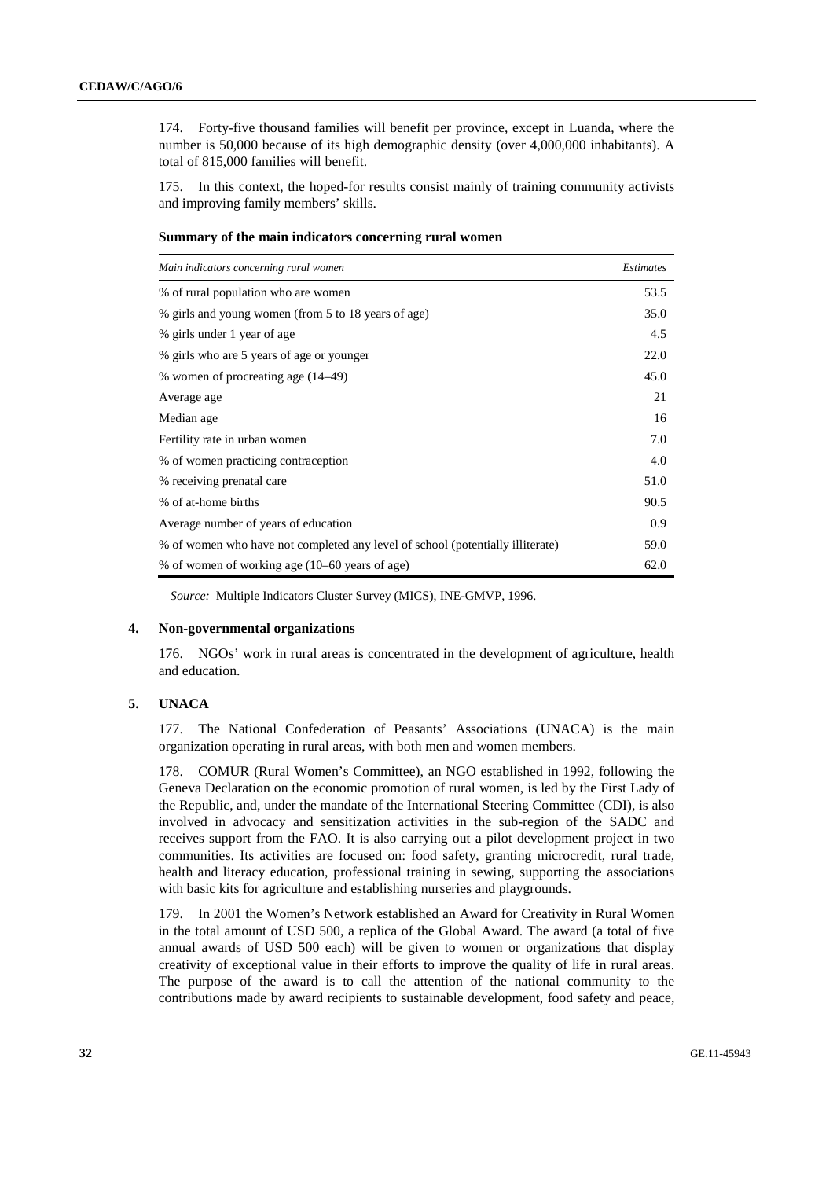174. Forty-five thousand families will benefit per province, except in Luanda, where the number is 50,000 because of its high demographic density (over 4,000,000 inhabitants). A total of 815,000 families will benefit.

175. In this context, the hoped-for results consist mainly of training community activists and improving family members' skills.

**Summary of the main indicators concerning rural women**

| *Main indicators concerning rural women* | *Estimates* |
|---|---|
| % of rural population who are women | 53.5 |
| % girls and young women (from 5 to 18 years of age) | 35.0 |
| % girls under 1 year of age | 4.5 |
| % girls who are 5 years of age or younger | 22.0 |
| % women of procreating age (14–49) | 45.0 |
| Average age | 21 |
| Median age | 16 |
| Fertility rate in urban women | 7.0 |
| % of women practicing contraception | 4.0 |
| % receiving prenatal care | 51.0 |
| % of at-home births | 90.5 |
| Average number of years of education | 0.9 |
| % of women who have not completed any level of school (potentially illiterate) | 59.0 |
| % of women of working age (10–60 years of age) | 62.0 |

*Source:* Multiple Indicators Cluster Survey (MICS), INE-GMVP, 1996.

### 4. Non-governmental organizations

176. NGOs' work in rural areas is concentrated in the development of agriculture, health and education.

### 5. UNACA

177. The National Confederation of Peasants' Associations (UNACA) is the main organization operating in rural areas, with both men and women members.

178. COMUR (Rural Women's Committee), an NGO established in 1992, following the Geneva Declaration on the economic promotion of rural women, is led by the First Lady of the Republic, and, under the mandate of the International Steering Committee (CDI), is also involved in advocacy and sensitization activities in the sub-region of the SADC and receives support from the FAO. It is also carrying out a pilot development project in two communities. Its activities are focused on: food safety, granting microcredit, rural trade, health and literacy education, professional training in sewing, supporting the associations with basic kits for agriculture and establishing nurseries and playgrounds.

179. In 2001 the Women's Network established an Award for Creativity in Rural Women in the total amount of USD 500, a replica of the Global Award. The award (a total of five annual awards of USD 500 each) will be given to women or organizations that display creativity of exceptional value in their efforts to improve the quality of life in rural areas. The purpose of the award is to call the attention of the national community to the contributions made by award recipients to sustainable development, food safety and peace,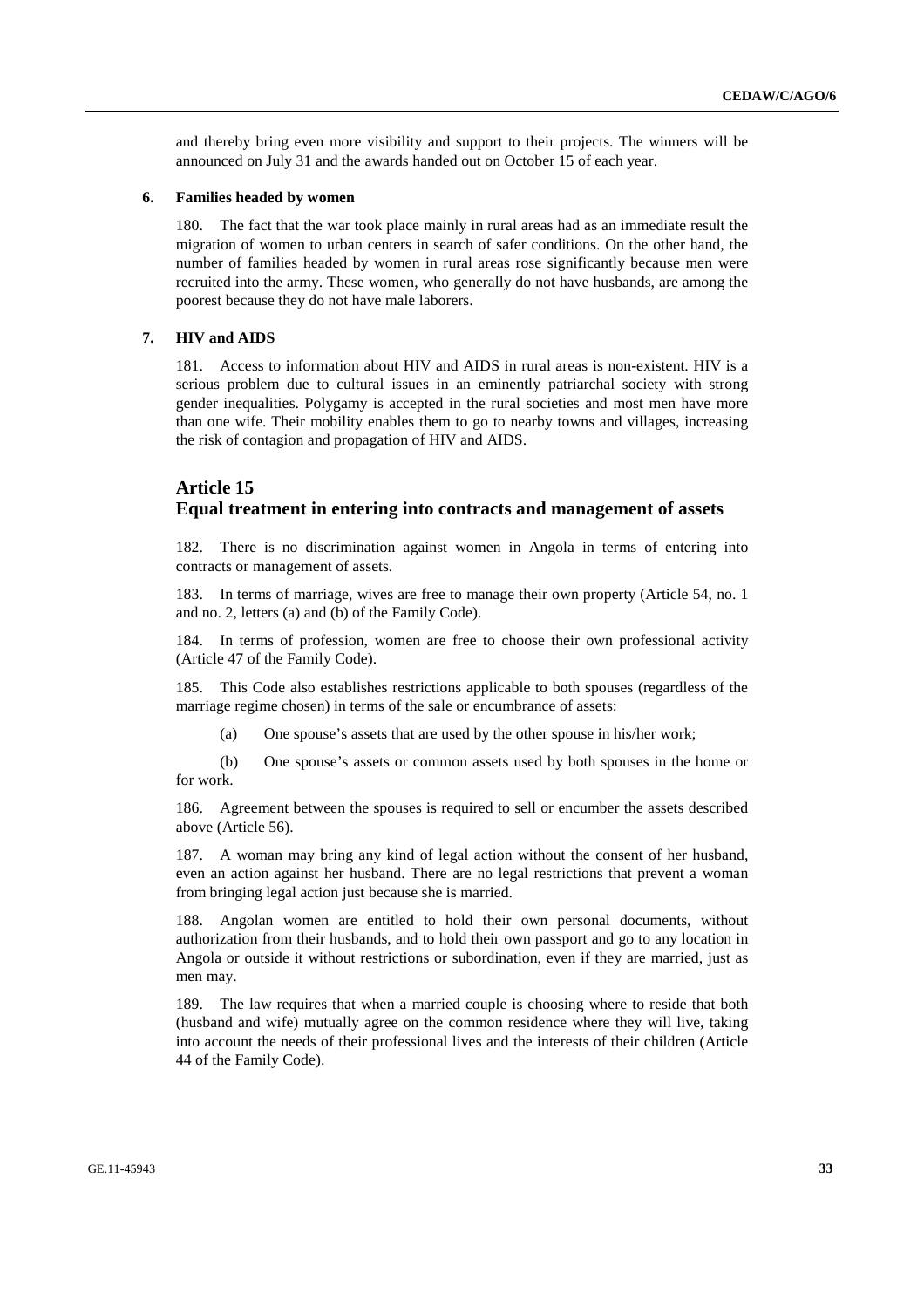and thereby bring even more visibility and support to their projects. The winners will be announced on July 31 and the awards handed out on October 15 of each year.

### 6. Families headed by women

180. The fact that the war took place mainly in rural areas had as an immediate result the migration of women to urban centers in search of safer conditions. On the other hand, the number of families headed by women in rural areas rose significantly because men were recruited into the army. These women, who generally do not have husbands, are among the poorest because they do not have male laborers.

### 7. HIV and AIDS

181. Access to information about HIV and AIDS in rural areas is non-existent. HIV is a serious problem due to cultural issues in an eminently patriarchal society with strong gender inequalities. Polygamy is accepted in the rural societies and most men have more than one wife. Their mobility enables them to go to nearby towns and villages, increasing the risk of contagion and propagation of HIV and AIDS.

## Article 15
## Equal treatment in entering into contracts and management of assets

182. There is no discrimination against women in Angola in terms of entering into contracts or management of assets.

183. In terms of marriage, wives are free to manage their own property (Article 54, no. 1 and no. 2, letters (a) and (b) of the Family Code).

184. In terms of profession, women are free to choose their own professional activity (Article 47 of the Family Code).

185. This Code also establishes restrictions applicable to both spouses (regardless of the marriage regime chosen) in terms of the sale or encumbrance of assets:

(a) One spouse's assets that are used by the other spouse in his/her work;

(b) One spouse's assets or common assets used by both spouses in the home or for work.

186. Agreement between the spouses is required to sell or encumber the assets described above (Article 56).

187. A woman may bring any kind of legal action without the consent of her husband, even an action against her husband. There are no legal restrictions that prevent a woman from bringing legal action just because she is married.

188. Angolan women are entitled to hold their own personal documents, without authorization from their husbands, and to hold their own passport and go to any location in Angola or outside it without restrictions or subordination, even if they are married, just as men may.

189. The law requires that when a married couple is choosing where to reside that both (husband and wife) mutually agree on the common residence where they will live, taking into account the needs of their professional lives and the interests of their children (Article 44 of the Family Code).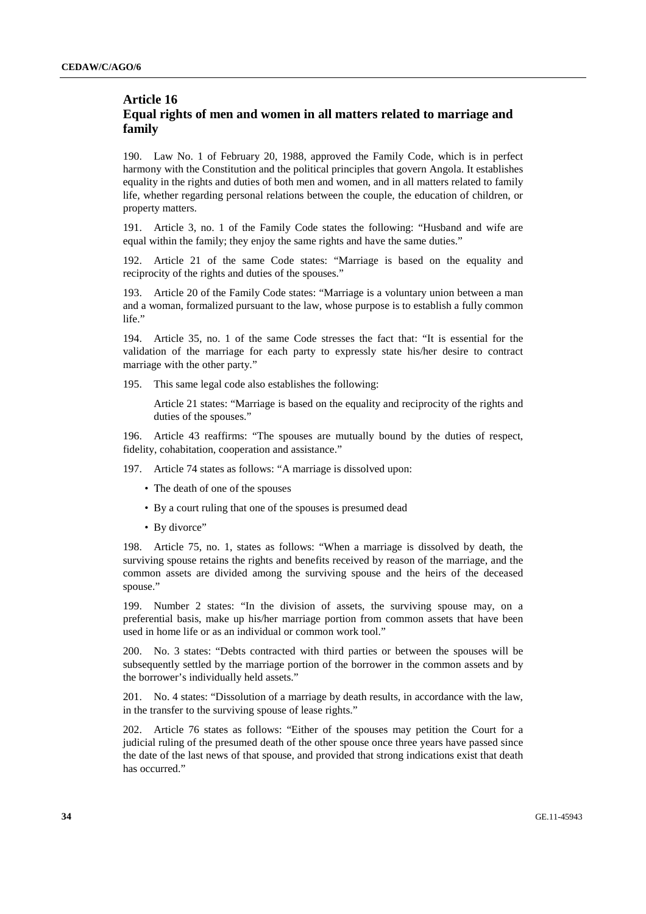## Article 16
## Equal rights of men and women in all matters related to marriage and family

190. Law No. 1 of February 20, 1988, approved the Family Code, which is in perfect harmony with the Constitution and the political principles that govern Angola. It establishes equality in the rights and duties of both men and women, and in all matters related to family life, whether regarding personal relations between the couple, the education of children, or property matters.

191. Article 3, no. 1 of the Family Code states the following: "Husband and wife are equal within the family; they enjoy the same rights and have the same duties."

192. Article 21 of the same Code states: "Marriage is based on the equality and reciprocity of the rights and duties of the spouses."

193. Article 20 of the Family Code states: "Marriage is a voluntary union between a man and a woman, formalized pursuant to the law, whose purpose is to establish a fully common life."

194. Article 35, no. 1 of the same Code stresses the fact that: "It is essential for the validation of the marriage for each party to expressly state his/her desire to contract marriage with the other party."

195. This same legal code also establishes the following:

> Article 21 states: "Marriage is based on the equality and reciprocity of the rights and duties of the spouses."

196. Article 43 reaffirms: "The spouses are mutually bound by the duties of respect, fidelity, cohabitation, cooperation and assistance."

197. Article 74 states as follows: "A marriage is dissolved upon:

- The death of one of the spouses
- By a court ruling that one of the spouses is presumed dead
- By divorce"

198. Article 75, no. 1, states as follows: "When a marriage is dissolved by death, the surviving spouse retains the rights and benefits received by reason of the marriage, and the common assets are divided among the surviving spouse and the heirs of the deceased spouse."

199. Number 2 states: "In the division of assets, the surviving spouse may, on a preferential basis, make up his/her marriage portion from common assets that have been used in home life or as an individual or common work tool."

200. No. 3 states: "Debts contracted with third parties or between the spouses will be subsequently settled by the marriage portion of the borrower in the common assets and by the borrower's individually held assets."

201. No. 4 states: "Dissolution of a marriage by death results, in accordance with the law, in the transfer to the surviving spouse of lease rights."

202. Article 76 states as follows: "Either of the spouses may petition the Court for a judicial ruling of the presumed death of the other spouse once three years have passed since the date of the last news of that spouse, and provided that strong indications exist that death has occurred."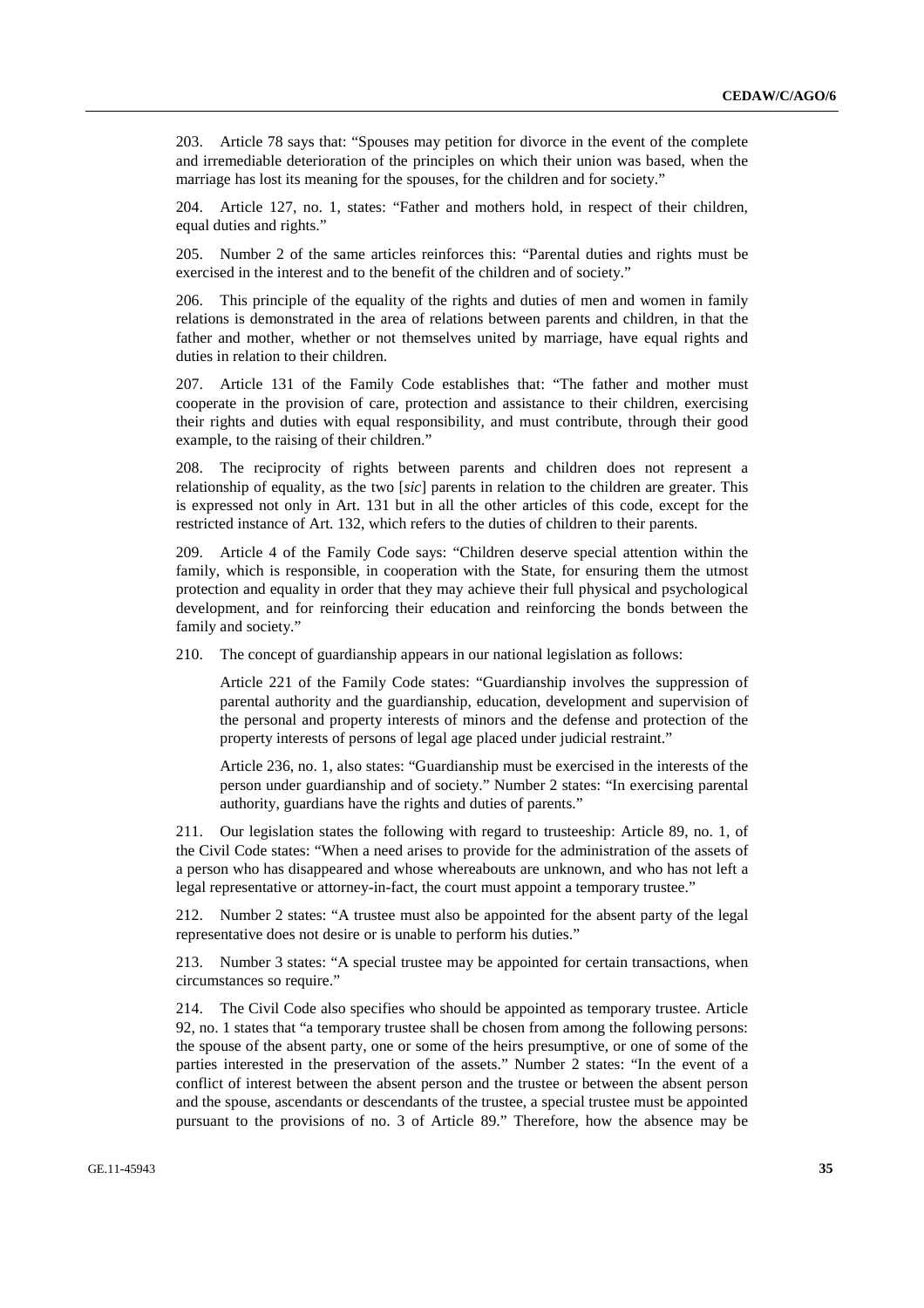203. Article 78 says that: "Spouses may petition for divorce in the event of the complete and irremediable deterioration of the principles on which their union was based, when the marriage has lost its meaning for the spouses, for the children and for society."

204. Article 127, no. 1, states: "Father and mothers hold, in respect of their children, equal duties and rights."

205. Number 2 of the same articles reinforces this: "Parental duties and rights must be exercised in the interest and to the benefit of the children and of society."

206. This principle of the equality of the rights and duties of men and women in family relations is demonstrated in the area of relations between parents and children, in that the father and mother, whether or not themselves united by marriage, have equal rights and duties in relation to their children.

207. Article 131 of the Family Code establishes that: "The father and mother must cooperate in the provision of care, protection and assistance to their children, exercising their rights and duties with equal responsibility, and must contribute, through their good example, to the raising of their children."

208. The reciprocity of rights between parents and children does not represent a relationship of equality, as the two [*sic*] parents in relation to the children are greater. This is expressed not only in Art. 131 but in all the other articles of this code, except for the restricted instance of Art. 132, which refers to the duties of children to their parents.

209. Article 4 of the Family Code says: "Children deserve special attention within the family, which is responsible, in cooperation with the State, for ensuring them the utmost protection and equality in order that they may achieve their full physical and psychological development, and for reinforcing their education and reinforcing the bonds between the family and society."

210. The concept of guardianship appears in our national legislation as follows:

> Article 221 of the Family Code states: "Guardianship involves the suppression of parental authority and the guardianship, education, development and supervision of the personal and property interests of minors and the defense and protection of the property interests of persons of legal age placed under judicial restraint."
>
> Article 236, no. 1, also states: "Guardianship must be exercised in the interests of the person under guardianship and of society." Number 2 states: "In exercising parental authority, guardians have the rights and duties of parents."

211. Our legislation states the following with regard to trusteeship: Article 89, no. 1, of the Civil Code states: "When a need arises to provide for the administration of the assets of a person who has disappeared and whose whereabouts are unknown, and who has not left a legal representative or attorney-in-fact, the court must appoint a temporary trustee."

212. Number 2 states: "A trustee must also be appointed for the absent party of the legal representative does not desire or is unable to perform his duties."

213. Number 3 states: "A special trustee may be appointed for certain transactions, when circumstances so require."

214. The Civil Code also specifies who should be appointed as temporary trustee. Article 92, no. 1 states that "a temporary trustee shall be chosen from among the following persons: the spouse of the absent party, one or some of the heirs presumptive, or one of some of the parties interested in the preservation of the assets." Number 2 states: "In the event of a conflict of interest between the absent person and the trustee or between the absent person and the spouse, ascendants or descendants of the trustee, a special trustee must be appointed pursuant to the provisions of no. 3 of Article 89." Therefore, how the absence may be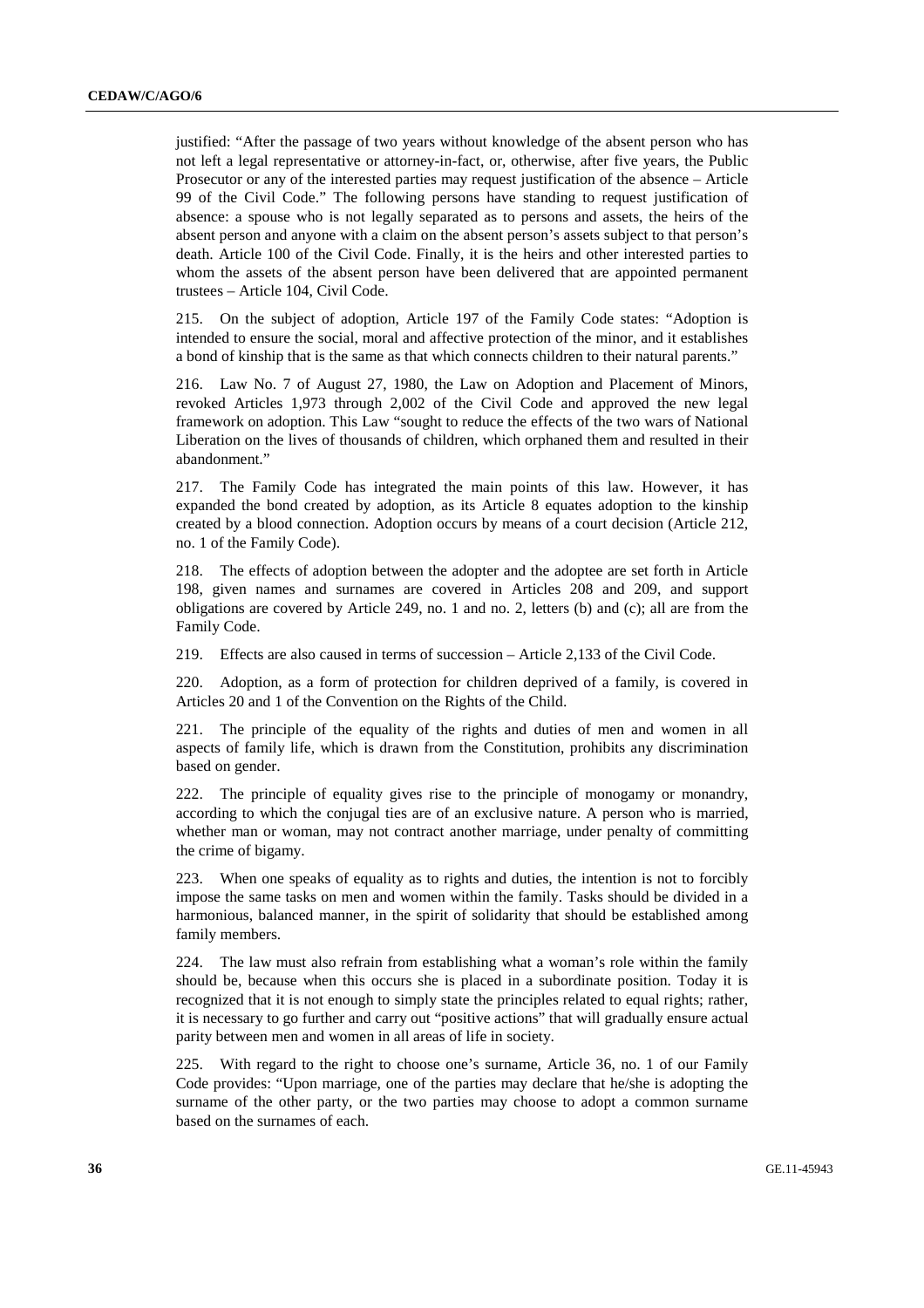justified: "After the passage of two years without knowledge of the absent person who has not left a legal representative or attorney-in-fact, or, otherwise, after five years, the Public Prosecutor or any of the interested parties may request justification of the absence – Article 99 of the Civil Code." The following persons have standing to request justification of absence: a spouse who is not legally separated as to persons and assets, the heirs of the absent person and anyone with a claim on the absent person's assets subject to that person's death. Article 100 of the Civil Code. Finally, it is the heirs and other interested parties to whom the assets of the absent person have been delivered that are appointed permanent trustees – Article 104, Civil Code.

215. On the subject of adoption, Article 197 of the Family Code states: "Adoption is intended to ensure the social, moral and affective protection of the minor, and it establishes a bond of kinship that is the same as that which connects children to their natural parents."

216. Law No. 7 of August 27, 1980, the Law on Adoption and Placement of Minors, revoked Articles 1,973 through 2,002 of the Civil Code and approved the new legal framework on adoption. This Law "sought to reduce the effects of the two wars of National Liberation on the lives of thousands of children, which orphaned them and resulted in their abandonment."

217. The Family Code has integrated the main points of this law. However, it has expanded the bond created by adoption, as its Article 8 equates adoption to the kinship created by a blood connection. Adoption occurs by means of a court decision (Article 212, no. 1 of the Family Code).

218. The effects of adoption between the adopter and the adoptee are set forth in Article 198, given names and surnames are covered in Articles 208 and 209, and support obligations are covered by Article 249, no. 1 and no. 2, letters (b) and (c); all are from the Family Code.

219. Effects are also caused in terms of succession – Article 2,133 of the Civil Code.

220. Adoption, as a form of protection for children deprived of a family, is covered in Articles 20 and 1 of the Convention on the Rights of the Child.

221. The principle of the equality of the rights and duties of men and women in all aspects of family life, which is drawn from the Constitution, prohibits any discrimination based on gender.

222. The principle of equality gives rise to the principle of monogamy or monandry, according to which the conjugal ties are of an exclusive nature. A person who is married, whether man or woman, may not contract another marriage, under penalty of committing the crime of bigamy.

223. When one speaks of equality as to rights and duties, the intention is not to forcibly impose the same tasks on men and women within the family. Tasks should be divided in a harmonious, balanced manner, in the spirit of solidarity that should be established among family members.

224. The law must also refrain from establishing what a woman's role within the family should be, because when this occurs she is placed in a subordinate position. Today it is recognized that it is not enough to simply state the principles related to equal rights; rather, it is necessary to go further and carry out "positive actions" that will gradually ensure actual parity between men and women in all areas of life in society.

225. With regard to the right to choose one's surname, Article 36, no. 1 of our Family Code provides: "Upon marriage, one of the parties may declare that he/she is adopting the surname of the other party, or the two parties may choose to adopt a common surname based on the surnames of each.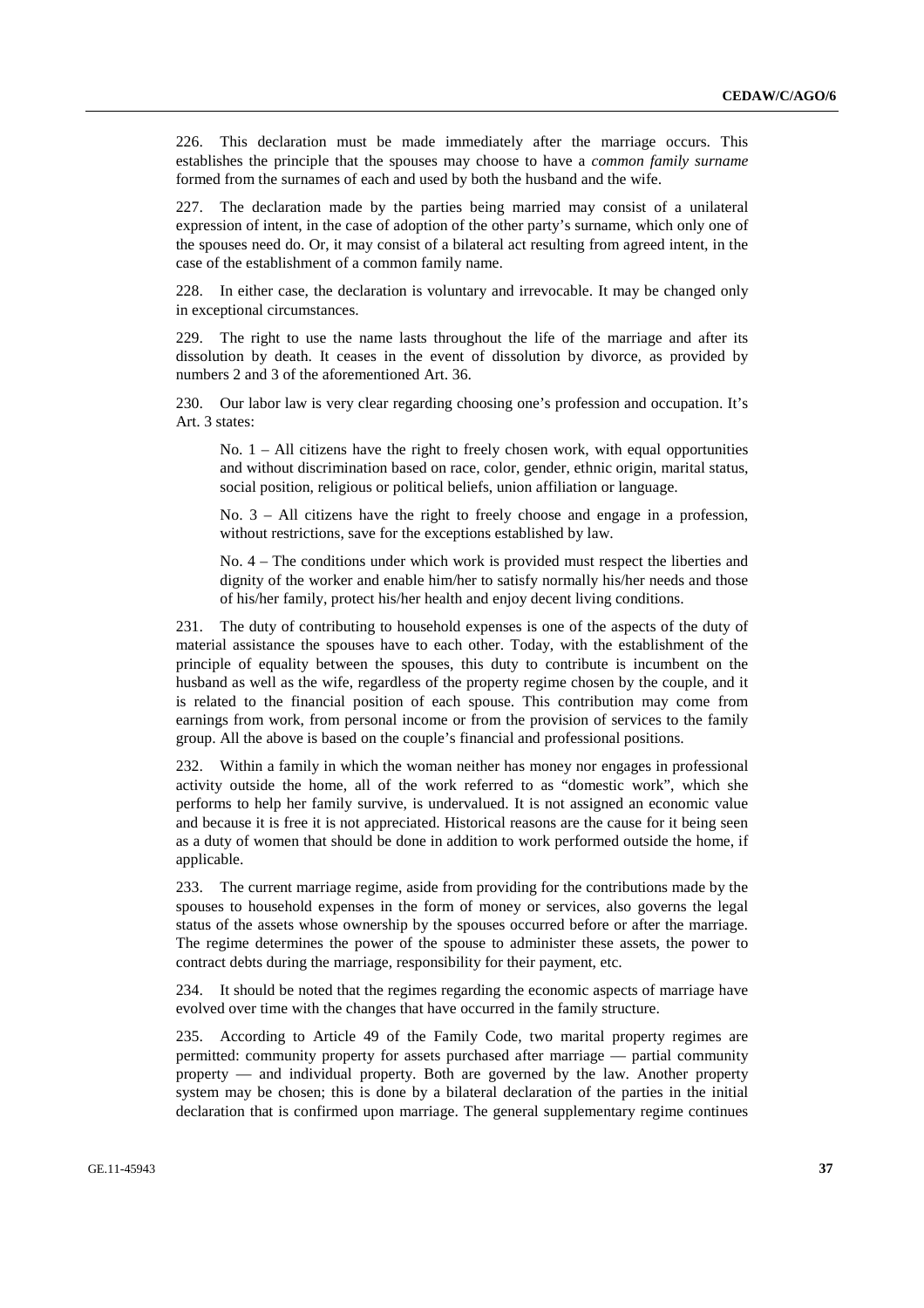226. This declaration must be made immediately after the marriage occurs. This establishes the principle that the spouses may choose to have a *common family surname* formed from the surnames of each and used by both the husband and the wife.

227. The declaration made by the parties being married may consist of a unilateral expression of intent, in the case of adoption of the other party's surname, which only one of the spouses need do. Or, it may consist of a bilateral act resulting from agreed intent, in the case of the establishment of a common family name.

228. In either case, the declaration is voluntary and irrevocable. It may be changed only in exceptional circumstances.

229. The right to use the name lasts throughout the life of the marriage and after its dissolution by death. It ceases in the event of dissolution by divorce, as provided by numbers 2 and 3 of the aforementioned Art. 36.

230. Our labor law is very clear regarding choosing one's profession and occupation. It's Art. 3 states:

> No. 1 – All citizens have the right to freely chosen work, with equal opportunities and without discrimination based on race, color, gender, ethnic origin, marital status, social position, religious or political beliefs, union affiliation or language.
>
> No. 3 – All citizens have the right to freely choose and engage in a profession, without restrictions, save for the exceptions established by law.
>
> No. 4 – The conditions under which work is provided must respect the liberties and dignity of the worker and enable him/her to satisfy normally his/her needs and those of his/her family, protect his/her health and enjoy decent living conditions.

231. The duty of contributing to household expenses is one of the aspects of the duty of material assistance the spouses have to each other. Today, with the establishment of the principle of equality between the spouses, this duty to contribute is incumbent on the husband as well as the wife, regardless of the property regime chosen by the couple, and it is related to the financial position of each spouse. This contribution may come from earnings from work, from personal income or from the provision of services to the family group. All the above is based on the couple's financial and professional positions.

232. Within a family in which the woman neither has money nor engages in professional activity outside the home, all of the work referred to as "domestic work", which she performs to help her family survive, is undervalued. It is not assigned an economic value and because it is free it is not appreciated. Historical reasons are the cause for it being seen as a duty of women that should be done in addition to work performed outside the home, if applicable.

233. The current marriage regime, aside from providing for the contributions made by the spouses to household expenses in the form of money or services, also governs the legal status of the assets whose ownership by the spouses occurred before or after the marriage. The regime determines the power of the spouse to administer these assets, the power to contract debts during the marriage, responsibility for their payment, etc.

234. It should be noted that the regimes regarding the economic aspects of marriage have evolved over time with the changes that have occurred in the family structure.

235. According to Article 49 of the Family Code, two marital property regimes are permitted: community property for assets purchased after marriage — partial community property — and individual property. Both are governed by the law. Another property system may be chosen; this is done by a bilateral declaration of the parties in the initial declaration that is confirmed upon marriage. The general supplementary regime continues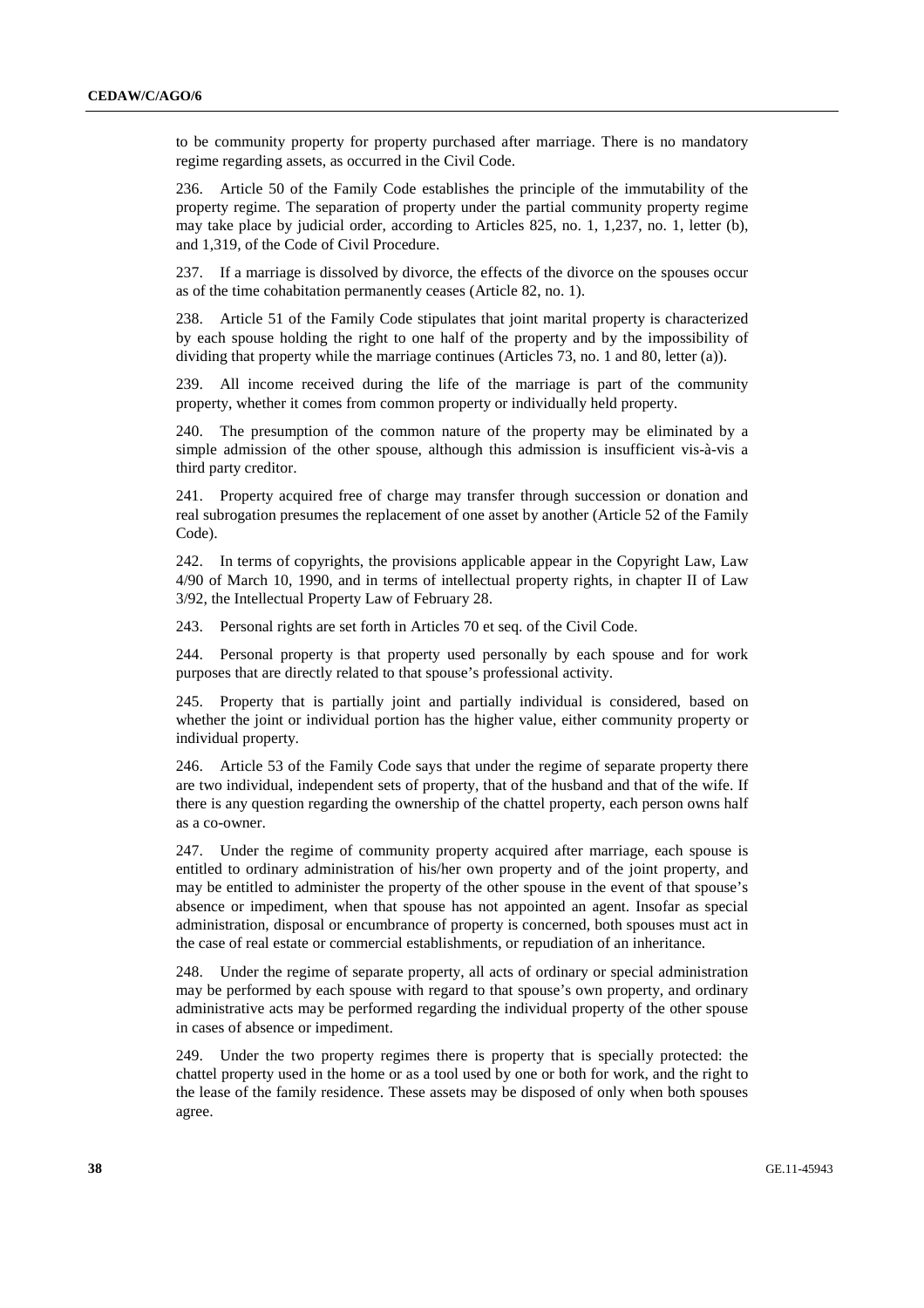to be community property for property purchased after marriage. There is no mandatory regime regarding assets, as occurred in the Civil Code.

236. Article 50 of the Family Code establishes the principle of the immutability of the property regime. The separation of property under the partial community property regime may take place by judicial order, according to Articles 825, no. 1, 1,237, no. 1, letter (b), and 1,319, of the Code of Civil Procedure.

237. If a marriage is dissolved by divorce, the effects of the divorce on the spouses occur as of the time cohabitation permanently ceases (Article 82, no. 1).

238. Article 51 of the Family Code stipulates that joint marital property is characterized by each spouse holding the right to one half of the property and by the impossibility of dividing that property while the marriage continues (Articles 73, no. 1 and 80, letter (a)).

239. All income received during the life of the marriage is part of the community property, whether it comes from common property or individually held property.

240. The presumption of the common nature of the property may be eliminated by a simple admission of the other spouse, although this admission is insufficient vis-à-vis a third party creditor.

241. Property acquired free of charge may transfer through succession or donation and real subrogation presumes the replacement of one asset by another (Article 52 of the Family Code).

242. In terms of copyrights, the provisions applicable appear in the Copyright Law, Law 4/90 of March 10, 1990, and in terms of intellectual property rights, in chapter II of Law 3/92, the Intellectual Property Law of February 28.

243. Personal rights are set forth in Articles 70 et seq. of the Civil Code.

244. Personal property is that property used personally by each spouse and for work purposes that are directly related to that spouse's professional activity.

245. Property that is partially joint and partially individual is considered, based on whether the joint or individual portion has the higher value, either community property or individual property.

246. Article 53 of the Family Code says that under the regime of separate property there are two individual, independent sets of property, that of the husband and that of the wife. If there is any question regarding the ownership of the chattel property, each person owns half as a co-owner.

247. Under the regime of community property acquired after marriage, each spouse is entitled to ordinary administration of his/her own property and of the joint property, and may be entitled to administer the property of the other spouse in the event of that spouse's absence or impediment, when that spouse has not appointed an agent. Insofar as special administration, disposal or encumbrance of property is concerned, both spouses must act in the case of real estate or commercial establishments, or repudiation of an inheritance.

248. Under the regime of separate property, all acts of ordinary or special administration may be performed by each spouse with regard to that spouse's own property, and ordinary administrative acts may be performed regarding the individual property of the other spouse in cases of absence or impediment.

249. Under the two property regimes there is property that is specially protected: the chattel property used in the home or as a tool used by one or both for work, and the right to the lease of the family residence. These assets may be disposed of only when both spouses agree.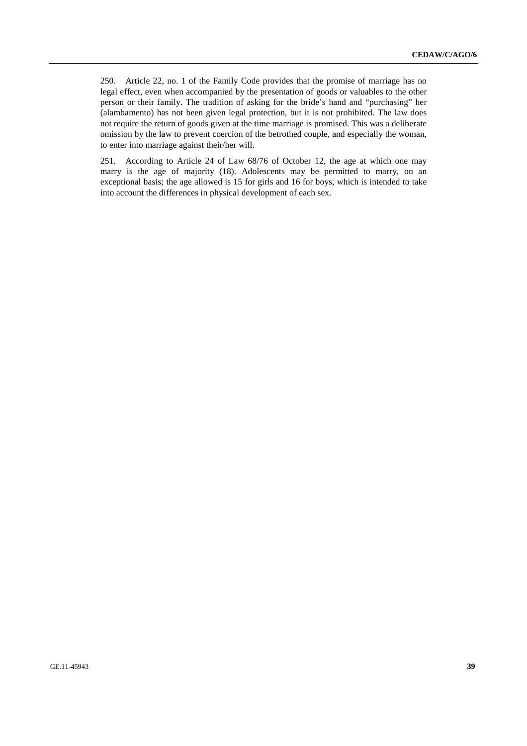250. Article 22, no. 1 of the Family Code provides that the promise of marriage has no legal effect, even when accompanied by the presentation of goods or valuables to the other person or their family. The tradition of asking for the bride's hand and "purchasing" her (alambamento) has not been given legal protection, but it is not prohibited. The law does not require the return of goods given at the time marriage is promised. This was a deliberate omission by the law to prevent coercion of the betrothed couple, and especially the woman, to enter into marriage against their/her will.

251. According to Article 24 of Law 68/76 of October 12, the age at which one may marry is the age of majority (18). Adolescents may be permitted to marry, on an exceptional basis; the age allowed is 15 for girls and 16 for boys, which is intended to take into account the differences in physical development of each sex.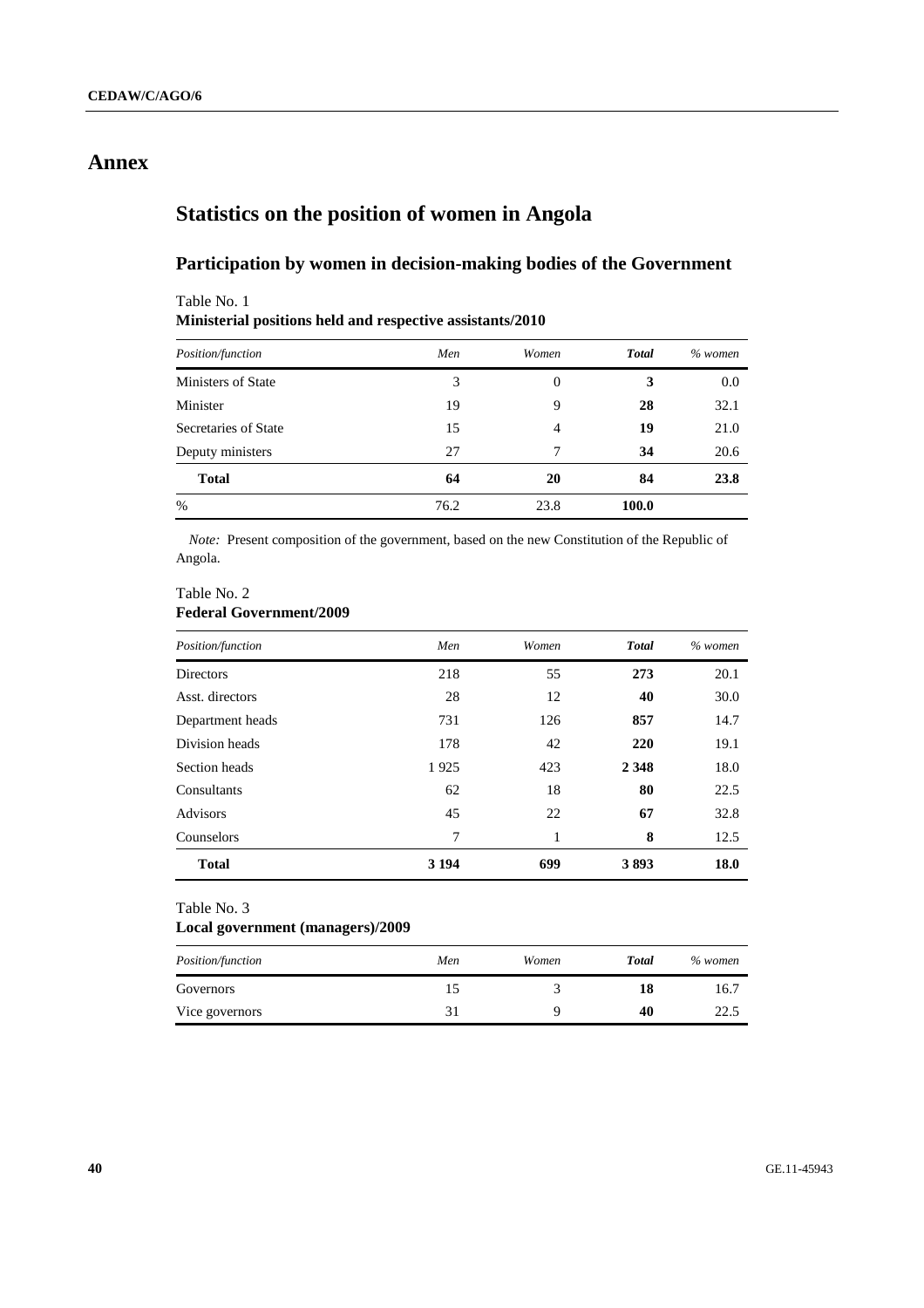# Annex

## Statistics on the position of women in Angola

### Participation by women in decision-making bodies of the Government

Table No. 1
**Ministerial positions held and respective assistants/2010**

| *Position/function* | *Men* | *Women* | ***Total*** | *% women* |
|---|---|---|---|---|
| Ministers of State | 3 | 0 | **3** | 0.0 |
| Minister | 19 | 9 | **28** | 32.1 |
| Secretaries of State | 15 | 4 | **19** | 21.0 |
| Deputy ministers | 27 | 7 | **34** | 20.6 |
| **Total** | **64** | **20** | **84** | **23.8** |
| % | 76.2 | 23.8 | **100.0** | |

*Note:* Present composition of the government, based on the new Constitution of the Republic of Angola.

Table No. 2
**Federal Government/2009**

| *Position/function* | *Men* | *Women* | ***Total*** | *% women* |
|---|---|---|---|---|
| Directors | 218 | 55 | **273** | 20.1 |
| Asst. directors | 28 | 12 | **40** | 30.0 |
| Department heads | 731 | 126 | **857** | 14.7 |
| Division heads | 178 | 42 | **220** | 19.1 |
| Section heads | 1 925 | 423 | **2 348** | 18.0 |
| Consultants | 62 | 18 | **80** | 22.5 |
| Advisors | 45 | 22 | **67** | 32.8 |
| Counselors | 7 | 1 | **8** | 12.5 |
| **Total** | **3 194** | **699** | **3 893** | **18.0** |

Table No. 3
**Local government (managers)/2009**

| *Position/function* | *Men* | *Women* | ***Total*** | *% women* |
|---|---|---|---|---|
| Governors | 15 | 3 | **18** | 16.7 |
| Vice governors | 31 | 9 | **40** | 22.5 |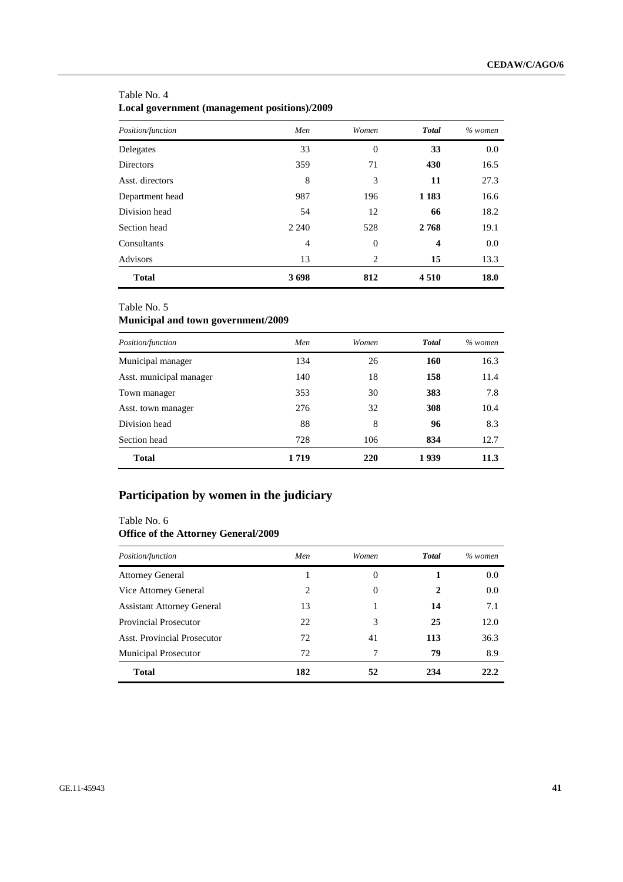Table No. 4

**Local government (management positions)/2009**

| *Position/function* | *Men* | *Women* | ***Total*** | *% women* |
|---|---|---|---|---|
| Delegates | 33 | 0 | **33** | 0.0 |
| Directors | 359 | 71 | **430** | 16.5 |
| Asst. directors | 8 | 3 | **11** | 27.3 |
| Department head | 987 | 196 | **1 183** | 16.6 |
| Division head | 54 | 12 | **66** | 18.2 |
| Section head | 2 240 | 528 | **2 768** | 19.1 |
| Consultants | 4 | 0 | **4** | 0.0 |
| Advisors | 13 | 2 | **15** | 13.3 |
| **Total** | **3 698** | **812** | **4 510** | **18.0** |

Table No. 5

**Municipal and town government/2009**

| *Position/function* | *Men* | *Women* | ***Total*** | *% women* |
|---|---|---|---|---|
| Municipal manager | 134 | 26 | **160** | 16.3 |
| Asst. municipal manager | 140 | 18 | **158** | 11.4 |
| Town manager | 353 | 30 | **383** | 7.8 |
| Asst. town manager | 276 | 32 | **308** | 10.4 |
| Division head | 88 | 8 | **96** | 8.3 |
| Section head | 728 | 106 | **834** | 12.7 |
| **Total** | **1 719** | **220** | **1 939** | **11.3** |

## Participation by women in the judiciary

Table No. 6

**Office of the Attorney General/2009**

| *Position/function* | *Men* | *Women* | ***Total*** | *% women* |
|---|---|---|---|---|
| Attorney General | 1 | 0 | **1** | 0.0 |
| Vice Attorney General | 2 | 0 | **2** | 0.0 |
| Assistant Attorney General | 13 | 1 | **14** | 7.1 |
| Provincial Prosecutor | 22 | 3 | **25** | 12.0 |
| Asst. Provincial Prosecutor | 72 | 41 | **113** | 36.3 |
| Municipal Prosecutor | 72 | 7 | **79** | 8.9 |
| **Total** | **182** | **52** | **234** | **22.2** |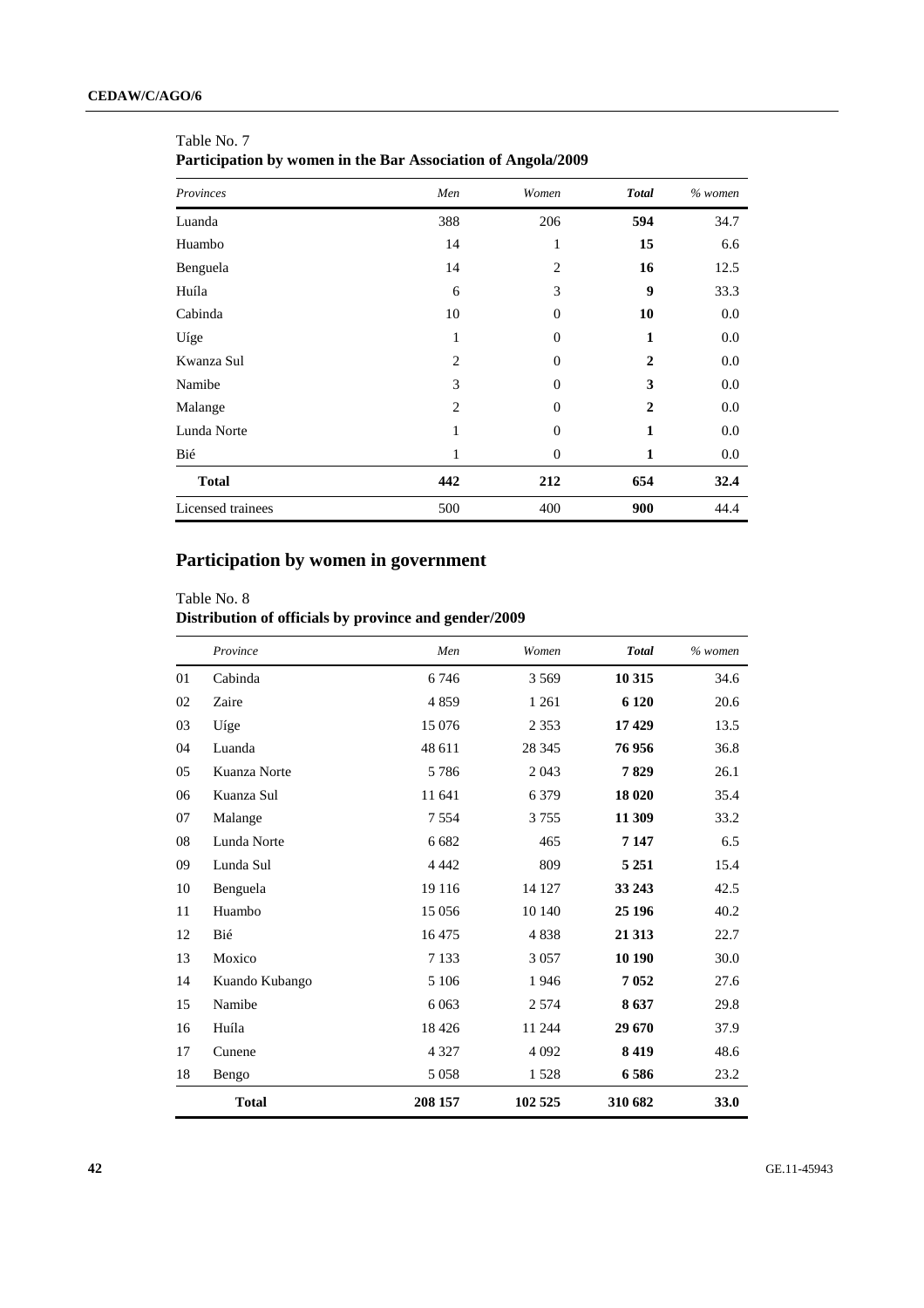Table No. 7
**Participation by women in the Bar Association of Angola/2009**

| *Provinces* | *Men* | *Women* | ***Total*** | *% women* |
|---|---|---|---|---|
| Luanda | 388 | 206 | **594** | 34.7 |
| Huambo | 14 | 1 | **15** | 6.6 |
| Benguela | 14 | 2 | **16** | 12.5 |
| Huíla | 6 | 3 | **9** | 33.3 |
| Cabinda | 10 | 0 | **10** | 0.0 |
| Uíge | 1 | 0 | **1** | 0.0 |
| Kwanza Sul | 2 | 0 | **2** | 0.0 |
| Namibe | 3 | 0 | **3** | 0.0 |
| Malange | 2 | 0 | **2** | 0.0 |
| Lunda Norte | 1 | 0 | **1** | 0.0 |
| Bié | 1 | 0 | **1** | 0.0 |
| **Total** | **442** | **212** | **654** | **32.4** |
| Licensed trainees | 500 | 400 | **900** | 44.4 |

## Participation by women in government

Table No. 8
**Distribution of officials by province and gender/2009**

| | *Province* | *Men* | *Women* | ***Total*** | *% women* |
|---|---|---|---|---|---|
| 01 | Cabinda | 6 746 | 3 569 | **10 315** | 34.6 |
| 02 | Zaire | 4 859 | 1 261 | **6 120** | 20.6 |
| 03 | Uíge | 15 076 | 2 353 | **17 429** | 13.5 |
| 04 | Luanda | 48 611 | 28 345 | **76 956** | 36.8 |
| 05 | Kuanza Norte | 5 786 | 2 043 | **7 829** | 26.1 |
| 06 | Kuanza Sul | 11 641 | 6 379 | **18 020** | 35.4 |
| 07 | Malange | 7 554 | 3 755 | **11 309** | 33.2 |
| 08 | Lunda Norte | 6 682 | 465 | **7 147** | 6.5 |
| 09 | Lunda Sul | 4 442 | 809 | **5 251** | 15.4 |
| 10 | Benguela | 19 116 | 14 127 | **33 243** | 42.5 |
| 11 | Huambo | 15 056 | 10 140 | **25 196** | 40.2 |
| 12 | Bié | 16 475 | 4 838 | **21 313** | 22.7 |
| 13 | Moxico | 7 133 | 3 057 | **10 190** | 30.0 |
| 14 | Kuando Kubango | 5 106 | 1 946 | **7 052** | 27.6 |
| 15 | Namibe | 6 063 | 2 574 | **8 637** | 29.8 |
| 16 | Huíla | 18 426 | 11 244 | **29 670** | 37.9 |
| 17 | Cunene | 4 327 | 4 092 | **8 419** | 48.6 |
| 18 | Bengo | 5 058 | 1 528 | **6 586** | 23.2 |
| | **Total** | **208 157** | **102 525** | **310 682** | **33.0** |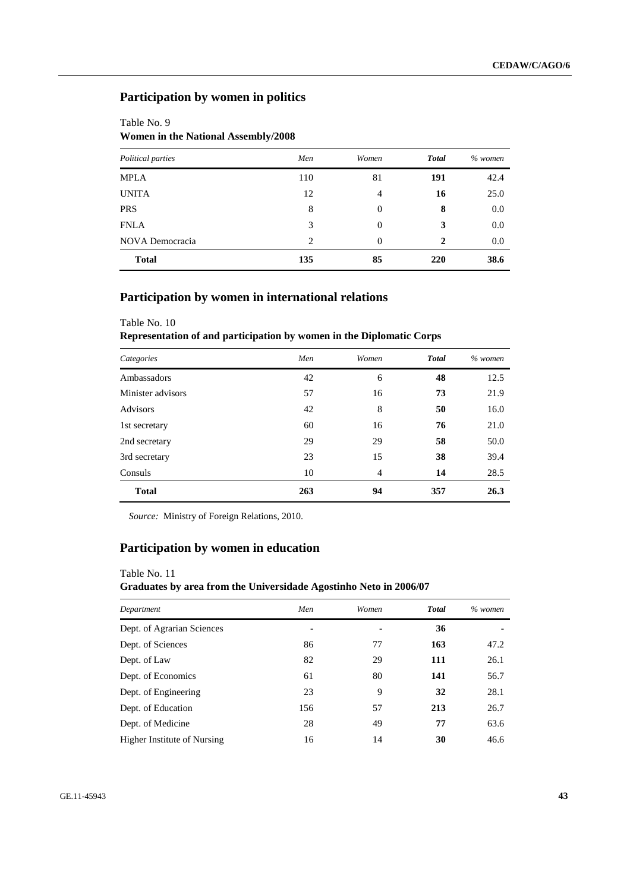## Participation by women in politics

Table No. 9
**Women in the National Assembly/2008**

| *Political parties* | *Men* | *Women* | ***Total*** | *% women* |
|---|---|---|---|---|
| MPLA | 110 | 81 | **191** | 42.4 |
| UNITA | 12 | 4 | **16** | 25.0 |
| PRS | 8 | 0 | **8** | 0.0 |
| FNLA | 3 | 0 | **3** | 0.0 |
| NOVA Democracia | 2 | 0 | **2** | 0.0 |
| **Total** | **135** | **85** | **220** | **38.6** |

## Participation by women in international relations

Table No. 10
**Representation of and participation by women in the Diplomatic Corps**

| *Categories* | *Men* | *Women* | ***Total*** | *% women* |
|---|---|---|---|---|
| Ambassadors | 42 | 6 | **48** | 12.5 |
| Minister advisors | 57 | 16 | **73** | 21.9 |
| Advisors | 42 | 8 | **50** | 16.0 |
| 1st secretary | 60 | 16 | **76** | 21.0 |
| 2nd secretary | 29 | 29 | **58** | 50.0 |
| 3rd secretary | 23 | 15 | **38** | 39.4 |
| Consuls | 10 | 4 | **14** | 28.5 |
| **Total** | **263** | **94** | **357** | **26.3** |

*Source:* Ministry of Foreign Relations, 2010.

## Participation by women in education

Table No. 11
**Graduates by area from the Universidade Agostinho Neto in 2006/07**

| *Department* | *Men* | *Women* | ***Total*** | *% women* |
|---|---|---|---|---|
| Dept. of Agrarian Sciences | - | - | **36** | - |
| Dept. of Sciences | 86 | 77 | **163** | 47.2 |
| Dept. of Law | 82 | 29 | **111** | 26.1 |
| Dept. of Economics | 61 | 80 | **141** | 56.7 |
| Dept. of Engineering | 23 | 9 | **32** | 28.1 |
| Dept. of Education | 156 | 57 | **213** | 26.7 |
| Dept. of Medicine | 28 | 49 | **77** | 63.6 |
| Higher Institute of Nursing | 16 | 14 | **30** | 46.6 |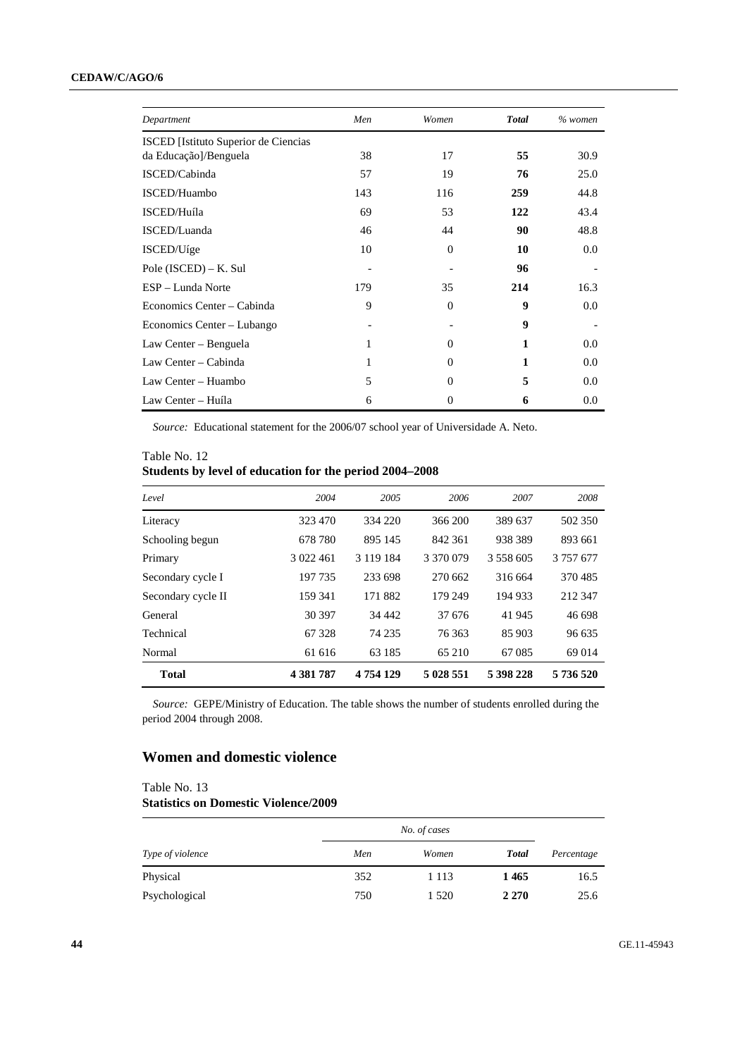| *Department* | *Men* | *Women* | ***Total*** | *% women* |
|---|---|---|---|---|
| ISCED [Istituto Superior de Ciencias da Educação]/Benguela | 38 | 17 | **55** | 30.9 |
| ISCED/Cabinda | 57 | 19 | **76** | 25.0 |
| ISCED/Huambo | 143 | 116 | **259** | 44.8 |
| ISCED/Huíla | 69 | 53 | **122** | 43.4 |
| ISCED/Luanda | 46 | 44 | **90** | 48.8 |
| ISCED/Uíge | 10 | 0 | **10** | 0.0 |
| Pole (ISCED) – K. Sul | - | - | **96** | - |
| ESP – Lunda Norte | 179 | 35 | **214** | 16.3 |
| Economics Center – Cabinda | 9 | 0 | **9** | 0.0 |
| Economics Center – Lubango | - | - | **9** | - |
| Law Center – Benguela | 1 | 0 | **1** | 0.0 |
| Law Center – Cabinda | 1 | 0 | **1** | 0.0 |
| Law Center – Huambo | 5 | 0 | **5** | 0.0 |
| Law Center – Huíla | 6 | 0 | **6** | 0.0 |

*Source:* Educational statement for the 2006/07 school year of Universidade A. Neto.

Table No. 12
**Students by level of education for the period 2004–2008**

| *Level* | *2004* | *2005* | *2006* | *2007* | *2008* |
|---|---|---|---|---|---|
| Literacy | 323 470 | 334 220 | 366 200 | 389 637 | 502 350 |
| Schooling begun | 678 780 | 895 145 | 842 361 | 938 389 | 893 661 |
| Primary | 3 022 461 | 3 119 184 | 3 370 079 | 3 558 605 | 3 757 677 |
| Secondary cycle I | 197 735 | 233 698 | 270 662 | 316 664 | 370 485 |
| Secondary cycle II | 159 341 | 171 882 | 179 249 | 194 933 | 212 347 |
| General | 30 397 | 34 442 | 37 676 | 41 945 | 46 698 |
| Technical | 67 328 | 74 235 | 76 363 | 85 903 | 96 635 |
| Normal | 61 616 | 63 185 | 65 210 | 67 085 | 69 014 |
| **Total** | **4 381 787** | **4 754 129** | **5 028 551** | **5 398 228** | **5 736 520** |

*Source:* GEPE/Ministry of Education. The table shows the number of students enrolled during the period 2004 through 2008.

## Women and domestic violence

Table No. 13
**Statistics on Domestic Violence/2009**

| *Type of violence* | *No. of cases* | | | *Percentage* |
|---|---|---|---|---|
| | *Men* | *Women* | ***Total*** | |
| Physical | 352 | 1 113 | **1 465** | 16.5 |
| Psychological | 750 | 1 520 | **2 270** | 25.6 |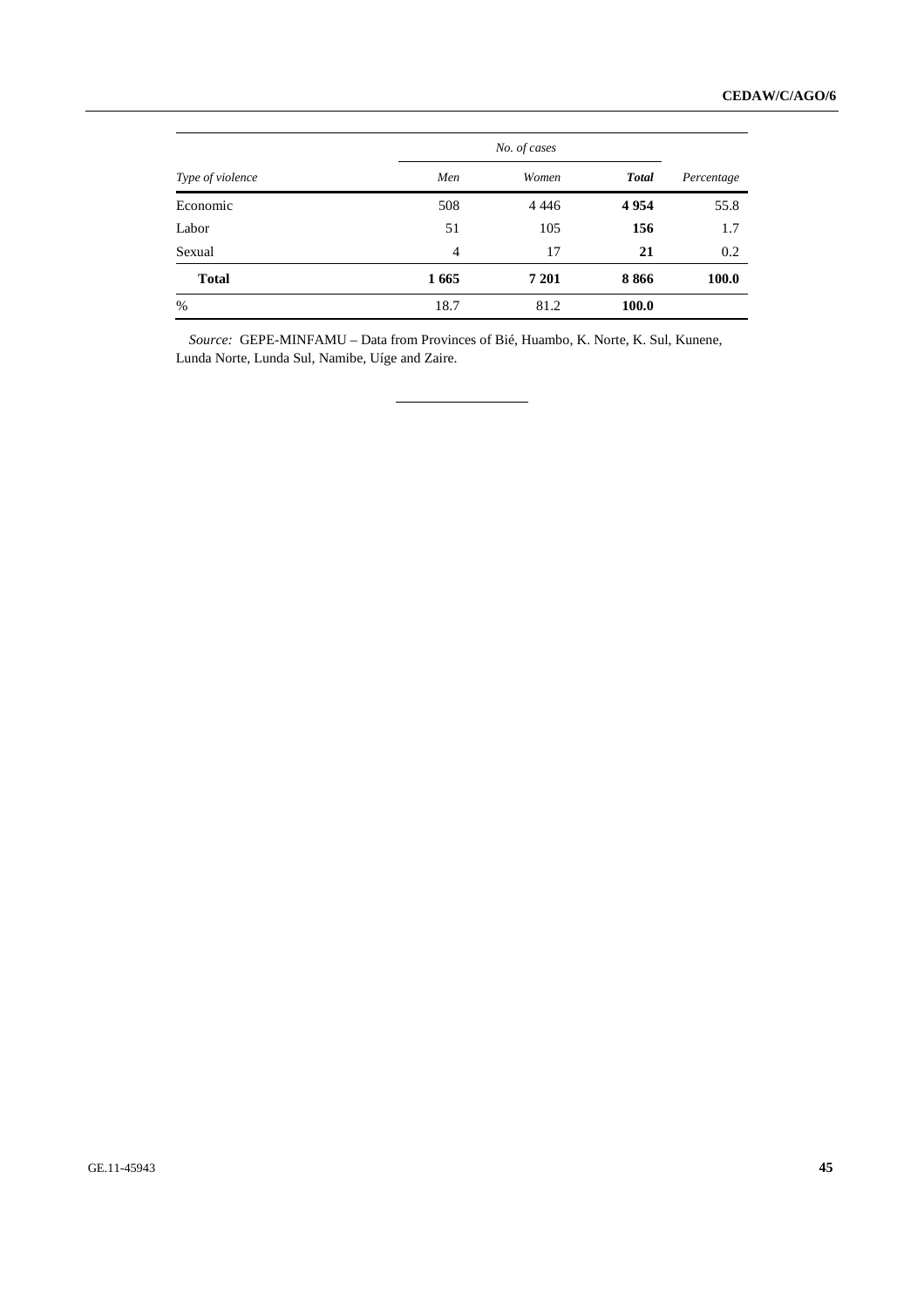| | *No. of cases* | | | |
|---|---|---|---|---|
| *Type of violence* | *Men* | *Women* | ***Total*** | *Percentage* |
| Economic | 508 | 4 446 | **4 954** | 55.8 |
| Labor | 51 | 105 | **156** | 1.7 |
| Sexual | 4 | 17 | **21** | 0.2 |
| **Total** | **1 665** | **7 201** | **8 866** | **100.0** |
| % | 18.7 | 81.2 | **100.0** | |

*Source:* GEPE-MINFAMU – Data from Provinces of Bié, Huambo, K. Norte, K. Sul, Kunene, Lunda Norte, Lunda Sul, Namibe, Uíge and Zaire.